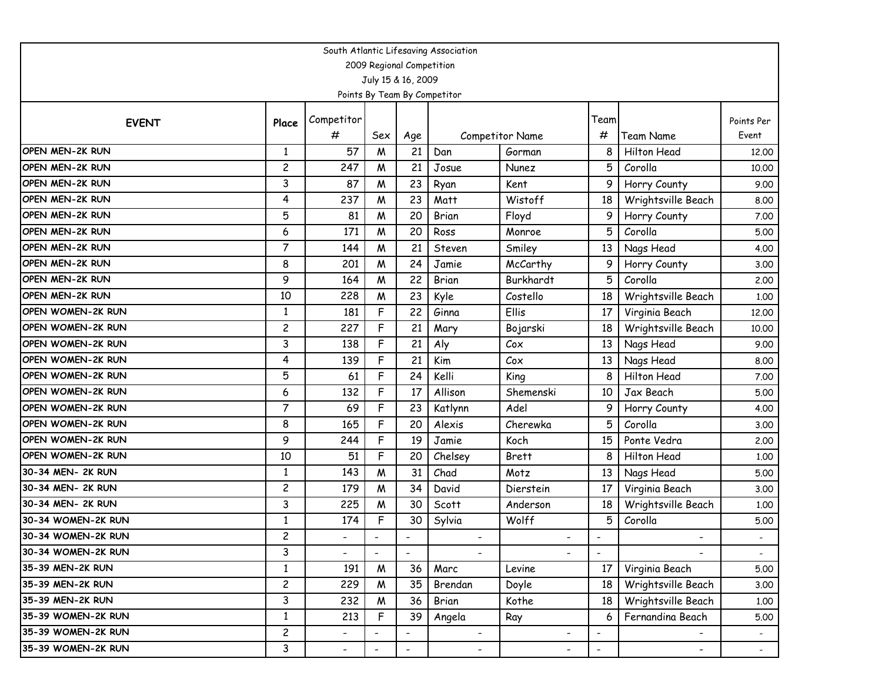South Atlantic Lifesaving Association

2009 Regional Competition

July 15 & 16, 2009

Points By Team By Competitor

| EVENT | Place | Competitor # | Sex | Age | Competitor Name | | Team # | Team Name | Points Per Event |
|---|---|---|---|---|---|---|---|---|---|
| OPEN MEN-2K RUN | 1 | 57 | M | 21 | Dan | Gorman | 8 | Hilton Head | 12.00 |
| OPEN MEN-2K RUN | 2 | 247 | M | 21 | Josue | Nunez | 5 | Corolla | 10.00 |
| OPEN MEN-2K RUN | 3 | 87 | M | 23 | Ryan | Kent | 9 | Horry County | 9.00 |
| OPEN MEN-2K RUN | 4 | 237 | M | 23 | Matt | Wistoff | 18 | Wrightsville Beach | 8.00 |
| OPEN MEN-2K RUN | 5 | 81 | M | 20 | Brian | Floyd | 9 | Horry County | 7.00 |
| OPEN MEN-2K RUN | 6 | 171 | M | 20 | Ross | Monroe | 5 | Corolla | 5.00 |
| OPEN MEN-2K RUN | 7 | 144 | M | 21 | Steven | Smiley | 13 | Nags Head | 4.00 |
| OPEN MEN-2K RUN | 8 | 201 | M | 24 | Jamie | McCarthy | 9 | Horry County | 3.00 |
| OPEN MEN-2K RUN | 9 | 164 | M | 22 | Brian | Burkhardt | 5 | Corolla | 2.00 |
| OPEN MEN-2K RUN | 10 | 228 | M | 23 | Kyle | Costello | 18 | Wrightsville Beach | 1.00 |
| OPEN WOMEN-2K RUN | 1 | 181 | F | 22 | Ginna | Ellis | 17 | Virginia Beach | 12.00 |
| OPEN WOMEN-2K RUN | 2 | 227 | F | 21 | Mary | Bojarski | 18 | Wrightsville Beach | 10.00 |
| OPEN WOMEN-2K RUN | 3 | 138 | F | 21 | Aly | Cox | 13 | Nags Head | 9.00 |
| OPEN WOMEN-2K RUN | 4 | 139 | F | 21 | Kim | Cox | 13 | Nags Head | 8.00 |
| OPEN WOMEN-2K RUN | 5 | 61 | F | 24 | Kelli | King | 8 | Hilton Head | 7.00 |
| OPEN WOMEN-2K RUN | 6 | 132 | F | 17 | Allison | Shemenski | 10 | Jax Beach | 5.00 |
| OPEN WOMEN-2K RUN | 7 | 69 | F | 23 | Katlynn | Adel | 9 | Horry County | 4.00 |
| OPEN WOMEN-2K RUN | 8 | 165 | F | 20 | Alexis | Cherewka | 5 | Corolla | 3.00 |
| OPEN WOMEN-2K RUN | 9 | 244 | F | 19 | Jamie | Koch | 15 | Ponte Vedra | 2.00 |
| OPEN WOMEN-2K RUN | 10 | 51 | F | 20 | Chelsey | Brett | 8 | Hilton Head | 1.00 |
| 30-34 MEN- 2K RUN | 1 | 143 | M | 31 | Chad | Motz | 13 | Nags Head | 5.00 |
| 30-34 MEN- 2K RUN | 2 | 179 | M | 34 | David | Dierstein | 17 | Virginia Beach | 3.00 |
| 30-34 MEN- 2K RUN | 3 | 225 | M | 30 | Scott | Anderson | 18 | Wrightsville Beach | 1.00 |
| 30-34 WOMEN-2K RUN | 1 | 174 | F | 30 | Sylvia | Wolff | 5 | Corolla | 5.00 |
| 30-34 WOMEN-2K RUN | 2 | - | - | - | - | - | - | - | - |
| 30-34 WOMEN-2K RUN | 3 | - | - | - | - | - | - | - | - |
| 35-39 MEN-2K RUN | 1 | 191 | M | 36 | Marc | Levine | 17 | Virginia Beach | 5.00 |
| 35-39 MEN-2K RUN | 2 | 229 | M | 35 | Brendan | Doyle | 18 | Wrightsville Beach | 3.00 |
| 35-39 MEN-2K RUN | 3 | 232 | M | 36 | Brian | Kothe | 18 | Wrightsville Beach | 1.00 |
| 35-39 WOMEN-2K RUN | 1 | 213 | F | 39 | Angela | Ray | 6 | Fernandina Beach | 5.00 |
| 35-39 WOMEN-2K RUN | 2 | - | - | - | - | - | - | - | - |
| 35-39 WOMEN-2K RUN | 3 | - | - | - | - | - | - | - | - |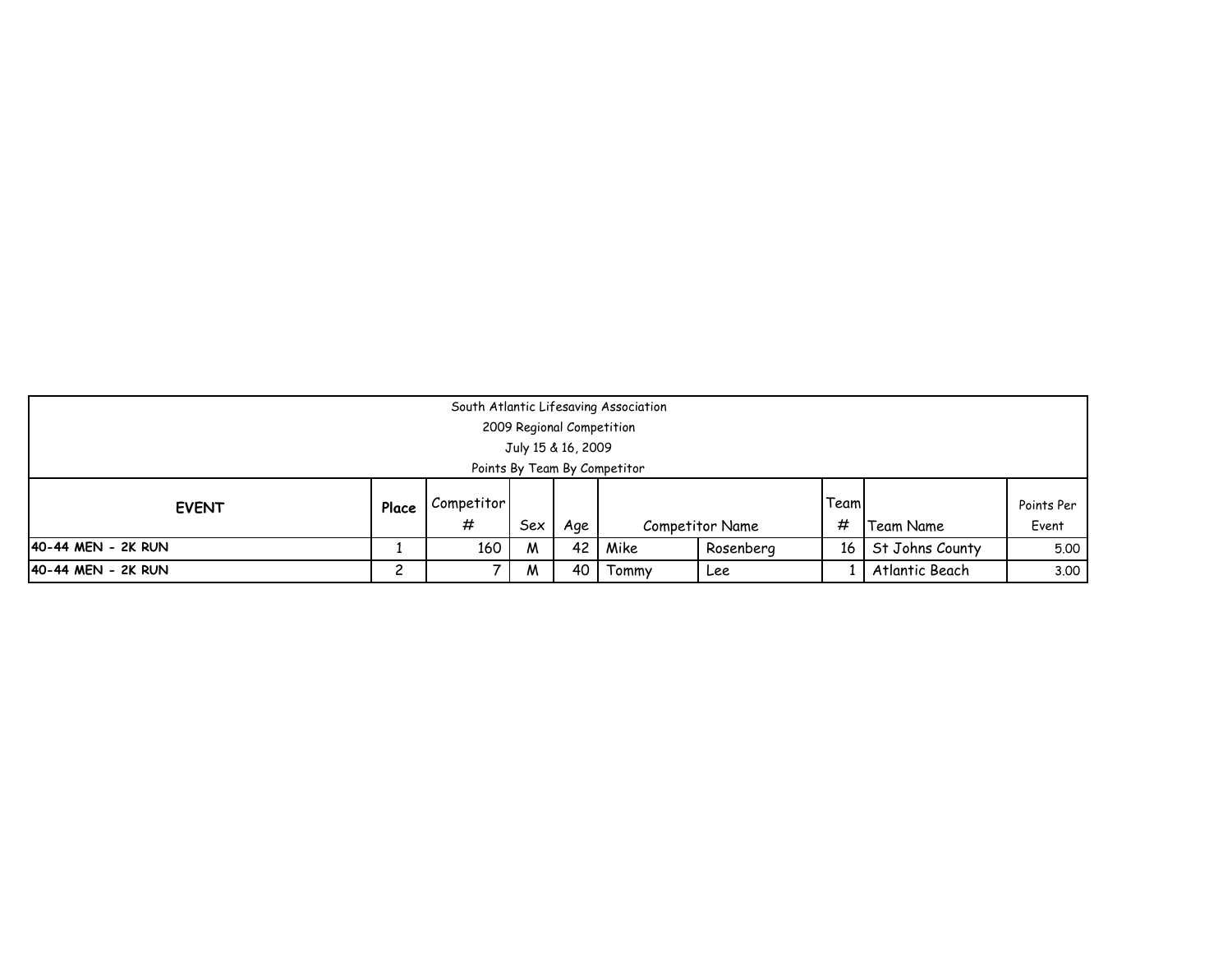South Atlantic Lifesaving Association

2009 Regional Competition

July 15 & 16, 2009

Points By Team By Competitor

| **EVENT** | **Place** | Competitor # | Sex | Age | Competitor Name | | Team # | Team Name | Points Per Event |
|---|---|---|---|---|---|---|---|---|---|
| **40-44 MEN - 2K RUN** | 1 | 160 | M | 42 | Mike | Rosenberg | 16 | St Johns County | 5.00 |
| **40-44 MEN - 2K RUN** | 2 | 7 | M | 40 | Tommy | Lee | 1 | Atlantic Beach | 3.00 |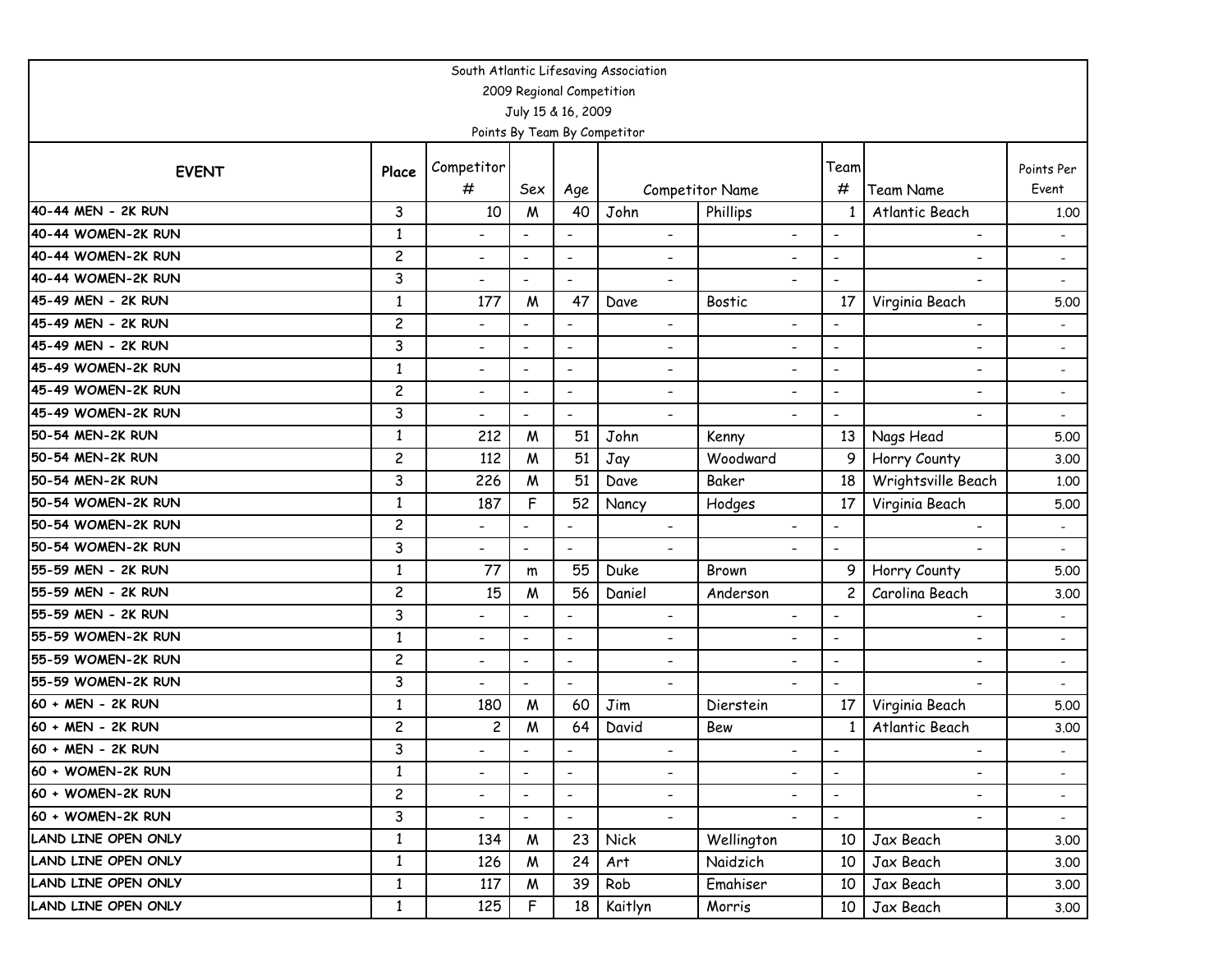South Atlantic Lifesaving Association

2009 Regional Competition

July 15 & 16, 2009

Points By Team By Competitor

| EVENT | Place | Competitor # | Sex | Age | Competitor Name | | Team # | Team Name | Points Per Event |
|---|---|---|---|---|---|---|---|---|---|
| 40-44 MEN - 2K RUN | 3 | 10 | M | 40 | John | Phillips | 1 | Atlantic Beach | 1.00 |
| 40-44 WOMEN-2K RUN | 1 | - | - | - | - | - | - | - | - |
| 40-44 WOMEN-2K RUN | 2 | - | - | - | - | - | - | - | - |
| 40-44 WOMEN-2K RUN | 3 | - | - | - | - | - | - | - | - |
| 45-49 MEN - 2K RUN | 1 | 177 | M | 47 | Dave | Bostic | 17 | Virginia Beach | 5.00 |
| 45-49 MEN - 2K RUN | 2 | - | - | - | - | - | - | - | - |
| 45-49 MEN - 2K RUN | 3 | - | - | - | - | - | - | - | - |
| 45-49 WOMEN-2K RUN | 1 | - | - | - | - | - | - | - | - |
| 45-49 WOMEN-2K RUN | 2 | - | - | - | - | - | - | - | - |
| 45-49 WOMEN-2K RUN | 3 | - | - | - | - | - | - | - | - |
| 50-54 MEN-2K RUN | 1 | 212 | M | 51 | John | Kenny | 13 | Nags Head | 5.00 |
| 50-54 MEN-2K RUN | 2 | 112 | M | 51 | Jay | Woodward | 9 | Horry County | 3.00 |
| 50-54 MEN-2K RUN | 3 | 226 | M | 51 | Dave | Baker | 18 | Wrightsville Beach | 1.00 |
| 50-54 WOMEN-2K RUN | 1 | 187 | F | 52 | Nancy | Hodges | 17 | Virginia Beach | 5.00 |
| 50-54 WOMEN-2K RUN | 2 | - | - | - | - | - | - | - | - |
| 50-54 WOMEN-2K RUN | 3 | - | - | - | - | - | - | - | - |
| 55-59 MEN - 2K RUN | 1 | 77 | m | 55 | Duke | Brown | 9 | Horry County | 5.00 |
| 55-59 MEN - 2K RUN | 2 | 15 | M | 56 | Daniel | Anderson | 2 | Carolina Beach | 3.00 |
| 55-59 MEN - 2K RUN | 3 | - | - | - | - | - | - | - | - |
| 55-59 WOMEN-2K RUN | 1 | - | - | - | - | - | - | - | - |
| 55-59 WOMEN-2K RUN | 2 | - | - | - | - | - | - | - | - |
| 55-59 WOMEN-2K RUN | 3 | - | - | - | - | - | - | - | - |
| 60 + MEN - 2K RUN | 1 | 180 | M | 60 | Jim | Dierstein | 17 | Virginia Beach | 5.00 |
| 60 + MEN - 2K RUN | 2 | 2 | M | 64 | David | Bew | 1 | Atlantic Beach | 3.00 |
| 60 + MEN - 2K RUN | 3 | - | - | - | - | - | - | - | - |
| 60 + WOMEN-2K RUN | 1 | - | - | - | - | - | - | - | - |
| 60 + WOMEN-2K RUN | 2 | - | - | - | - | - | - | - | - |
| 60 + WOMEN-2K RUN | 3 | - | - | - | - | - | - | - | - |
| LAND LINE OPEN ONLY | 1 | 134 | M | 23 | Nick | Wellington | 10 | Jax Beach | 3.00 |
| LAND LINE OPEN ONLY | 1 | 126 | M | 24 | Art | Naidzich | 10 | Jax Beach | 3.00 |
| LAND LINE OPEN ONLY | 1 | 117 | M | 39 | Rob | Emahiser | 10 | Jax Beach | 3.00 |
| LAND LINE OPEN ONLY | 1 | 125 | F | 18 | Kaitlyn | Morris | 10 | Jax Beach | 3.00 |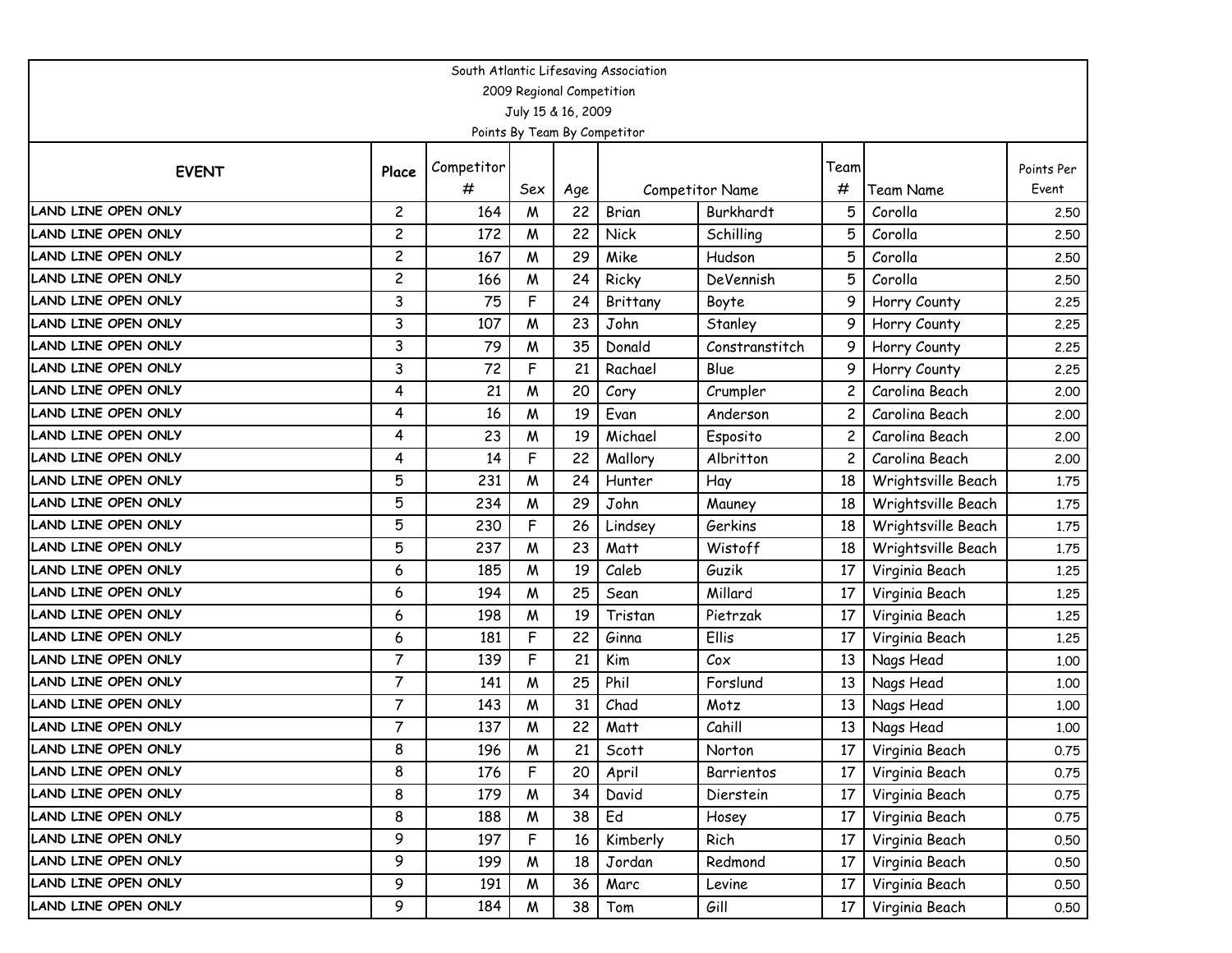South Atlantic Lifesaving Association
2009 Regional Competition
July 15 & 16, 2009
Points By Team By Competitor

| EVENT | Place | Competitor # | Sex | Age | Competitor Name | | Team # | Team Name | Points Per Event |
|---|---|---|---|---|---|---|---|---|---|
| LAND LINE OPEN ONLY | 2 | 164 | M | 22 | Brian | Burkhardt | 5 | Corolla | 2.50 |
| LAND LINE OPEN ONLY | 2 | 172 | M | 22 | Nick | Schilling | 5 | Corolla | 2.50 |
| LAND LINE OPEN ONLY | 2 | 167 | M | 29 | Mike | Hudson | 5 | Corolla | 2.50 |
| LAND LINE OPEN ONLY | 2 | 166 | M | 24 | Ricky | DeVennish | 5 | Corolla | 2.50 |
| LAND LINE OPEN ONLY | 3 | 75 | F | 24 | Brittany | Boyte | 9 | Horry County | 2.25 |
| LAND LINE OPEN ONLY | 3 | 107 | M | 23 | John | Stanley | 9 | Horry County | 2.25 |
| LAND LINE OPEN ONLY | 3 | 79 | M | 35 | Donald | Constranstitch | 9 | Horry County | 2.25 |
| LAND LINE OPEN ONLY | 3 | 72 | F | 21 | Rachael | Blue | 9 | Horry County | 2.25 |
| LAND LINE OPEN ONLY | 4 | 21 | M | 20 | Cory | Crumpler | 2 | Carolina Beach | 2.00 |
| LAND LINE OPEN ONLY | 4 | 16 | M | 19 | Evan | Anderson | 2 | Carolina Beach | 2.00 |
| LAND LINE OPEN ONLY | 4 | 23 | M | 19 | Michael | Esposito | 2 | Carolina Beach | 2.00 |
| LAND LINE OPEN ONLY | 4 | 14 | F | 22 | Mallory | Albritton | 2 | Carolina Beach | 2.00 |
| LAND LINE OPEN ONLY | 5 | 231 | M | 24 | Hunter | Hay | 18 | Wrightsville Beach | 1.75 |
| LAND LINE OPEN ONLY | 5 | 234 | M | 29 | John | Mauney | 18 | Wrightsville Beach | 1.75 |
| LAND LINE OPEN ONLY | 5 | 230 | F | 26 | Lindsey | Gerkins | 18 | Wrightsville Beach | 1.75 |
| LAND LINE OPEN ONLY | 5 | 237 | M | 23 | Matt | Wistoff | 18 | Wrightsville Beach | 1.75 |
| LAND LINE OPEN ONLY | 6 | 185 | M | 19 | Caleb | Guzik | 17 | Virginia Beach | 1.25 |
| LAND LINE OPEN ONLY | 6 | 194 | M | 25 | Sean | Millard | 17 | Virginia Beach | 1.25 |
| LAND LINE OPEN ONLY | 6 | 198 | M | 19 | Tristan | Pietrzak | 17 | Virginia Beach | 1.25 |
| LAND LINE OPEN ONLY | 6 | 181 | F | 22 | Ginna | Ellis | 17 | Virginia Beach | 1.25 |
| LAND LINE OPEN ONLY | 7 | 139 | F | 21 | Kim | Cox | 13 | Nags Head | 1.00 |
| LAND LINE OPEN ONLY | 7 | 141 | M | 25 | Phil | Forslund | 13 | Nags Head | 1.00 |
| LAND LINE OPEN ONLY | 7 | 143 | M | 31 | Chad | Motz | 13 | Nags Head | 1.00 |
| LAND LINE OPEN ONLY | 7 | 137 | M | 22 | Matt | Cahill | 13 | Nags Head | 1.00 |
| LAND LINE OPEN ONLY | 8 | 196 | M | 21 | Scott | Norton | 17 | Virginia Beach | 0.75 |
| LAND LINE OPEN ONLY | 8 | 176 | F | 20 | April | Barrientos | 17 | Virginia Beach | 0.75 |
| LAND LINE OPEN ONLY | 8 | 179 | M | 34 | David | Dierstein | 17 | Virginia Beach | 0.75 |
| LAND LINE OPEN ONLY | 8 | 188 | M | 38 | Ed | Hosey | 17 | Virginia Beach | 0.75 |
| LAND LINE OPEN ONLY | 9 | 197 | F | 16 | Kimberly | Rich | 17 | Virginia Beach | 0.50 |
| LAND LINE OPEN ONLY | 9 | 199 | M | 18 | Jordan | Redmond | 17 | Virginia Beach | 0.50 |
| LAND LINE OPEN ONLY | 9 | 191 | M | 36 | Marc | Levine | 17 | Virginia Beach | 0.50 |
| LAND LINE OPEN ONLY | 9 | 184 | M | 38 | Tom | Gill | 17 | Virginia Beach | 0.50 |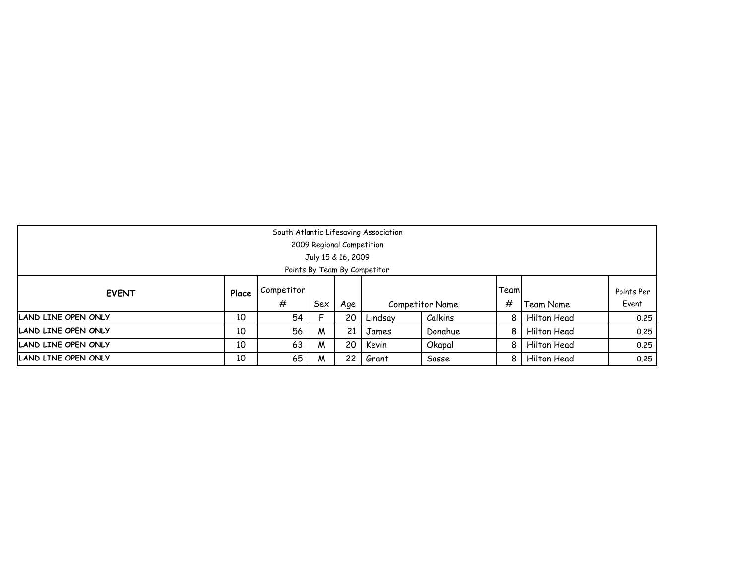South Atlantic Lifesaving Association

2009 Regional Competition

July 15 & 16, 2009

Points By Team By Competitor

| EVENT | Place | Competitor # | Sex | Age | Competitor Name | | Team # | Team Name | Points Per Event |
|---|---|---|---|---|---|---|---|---|---|
| LAND LINE OPEN ONLY | 10 | 54 | F | 20 | Lindsay | Calkins | 8 | Hilton Head | 0.25 |
| LAND LINE OPEN ONLY | 10 | 56 | M | 21 | James | Donahue | 8 | Hilton Head | 0.25 |
| LAND LINE OPEN ONLY | 10 | 63 | M | 20 | Kevin | Okapal | 8 | Hilton Head | 0.25 |
| LAND LINE OPEN ONLY | 10 | 65 | M | 22 | Grant | Sasse | 8 | Hilton Head | 0.25 |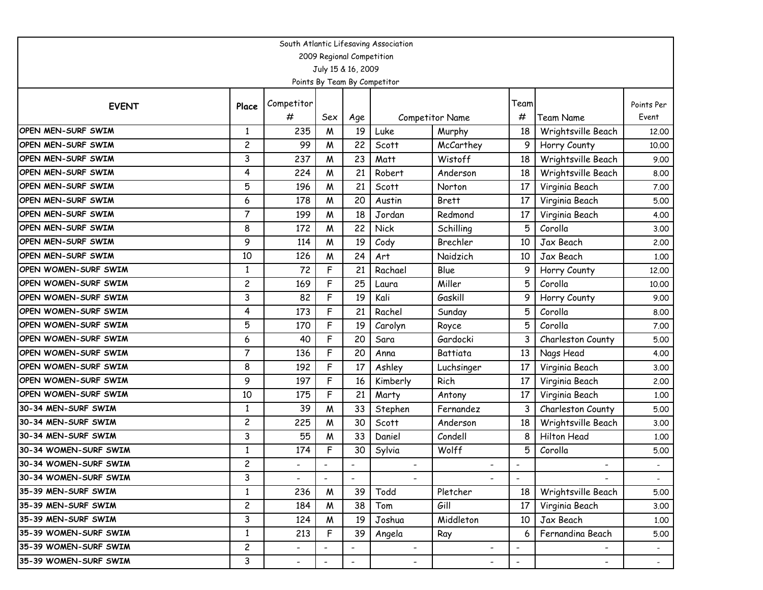South Atlantic Lifesaving Association

2009 Regional Competition

July 15 & 16, 2009

Points By Team By Competitor

| EVENT | Place | Competitor # | Sex | Age | Competitor Name | | Team # | Team Name | Points Per Event |
|---|---|---|---|---|---|---|---|---|---|
| OPEN MEN-SURF SWIM | 1 | 235 | M | 19 | Luke | Murphy | 18 | Wrightsville Beach | 12.00 |
| OPEN MEN-SURF SWIM | 2 | 99 | M | 22 | Scott | McCarthey | 9 | Horry County | 10.00 |
| OPEN MEN-SURF SWIM | 3 | 237 | M | 23 | Matt | Wistoff | 18 | Wrightsville Beach | 9.00 |
| OPEN MEN-SURF SWIM | 4 | 224 | M | 21 | Robert | Anderson | 18 | Wrightsville Beach | 8.00 |
| OPEN MEN-SURF SWIM | 5 | 196 | M | 21 | Scott | Norton | 17 | Virginia Beach | 7.00 |
| OPEN MEN-SURF SWIM | 6 | 178 | M | 20 | Austin | Brett | 17 | Virginia Beach | 5.00 |
| OPEN MEN-SURF SWIM | 7 | 199 | M | 18 | Jordan | Redmond | 17 | Virginia Beach | 4.00 |
| OPEN MEN-SURF SWIM | 8 | 172 | M | 22 | Nick | Schilling | 5 | Corolla | 3.00 |
| OPEN MEN-SURF SWIM | 9 | 114 | M | 19 | Cody | Brechler | 10 | Jax Beach | 2.00 |
| OPEN MEN-SURF SWIM | 10 | 126 | M | 24 | Art | Naidzich | 10 | Jax Beach | 1.00 |
| OPEN WOMEN-SURF SWIM | 1 | 72 | F | 21 | Rachael | Blue | 9 | Horry County | 12.00 |
| OPEN WOMEN-SURF SWIM | 2 | 169 | F | 25 | Laura | Miller | 5 | Corolla | 10.00 |
| OPEN WOMEN-SURF SWIM | 3 | 82 | F | 19 | Kali | Gaskill | 9 | Horry County | 9.00 |
| OPEN WOMEN-SURF SWIM | 4 | 173 | F | 21 | Rachel | Sunday | 5 | Corolla | 8.00 |
| OPEN WOMEN-SURF SWIM | 5 | 170 | F | 19 | Carolyn | Royce | 5 | Corolla | 7.00 |
| OPEN WOMEN-SURF SWIM | 6 | 40 | F | 20 | Sara | Gardocki | 3 | Charleston County | 5.00 |
| OPEN WOMEN-SURF SWIM | 7 | 136 | F | 20 | Anna | Battiata | 13 | Nags Head | 4.00 |
| OPEN WOMEN-SURF SWIM | 8 | 192 | F | 17 | Ashley | Luchsinger | 17 | Virginia Beach | 3.00 |
| OPEN WOMEN-SURF SWIM | 9 | 197 | F | 16 | Kimberly | Rich | 17 | Virginia Beach | 2.00 |
| OPEN WOMEN-SURF SWIM | 10 | 175 | F | 21 | Marty | Antony | 17 | Virginia Beach | 1.00 |
| 30-34 MEN-SURF SWIM | 1 | 39 | M | 33 | Stephen | Fernandez | 3 | Charleston County | 5.00 |
| 30-34 MEN-SURF SWIM | 2 | 225 | M | 30 | Scott | Anderson | 18 | Wrightsville Beach | 3.00 |
| 30-34 MEN-SURF SWIM | 3 | 55 | M | 33 | Daniel | Condell | 8 | Hilton Head | 1.00 |
| 30-34 WOMEN-SURF SWIM | 1 | 174 | F | 30 | Sylvia | Wolff | 5 | Corolla | 5.00 |
| 30-34 WOMEN-SURF SWIM | 2 | - | - | - | - | - | - | - | - |
| 30-34 WOMEN-SURF SWIM | 3 | - | - | - | - | - | - | - | - |
| 35-39 MEN-SURF SWIM | 1 | 236 | M | 39 | Todd | Pletcher | 18 | Wrightsville Beach | 5.00 |
| 35-39 MEN-SURF SWIM | 2 | 184 | M | 38 | Tom | Gill | 17 | Virginia Beach | 3.00 |
| 35-39 MEN-SURF SWIM | 3 | 124 | M | 19 | Joshua | Middleton | 10 | Jax Beach | 1.00 |
| 35-39 WOMEN-SURF SWIM | 1 | 213 | F | 39 | Angela | Ray | 6 | Fernandina Beach | 5.00 |
| 35-39 WOMEN-SURF SWIM | 2 | - | - | - | - | - | - | - | - |
| 35-39 WOMEN-SURF SWIM | 3 | - | - | - | - | - | - | - | - |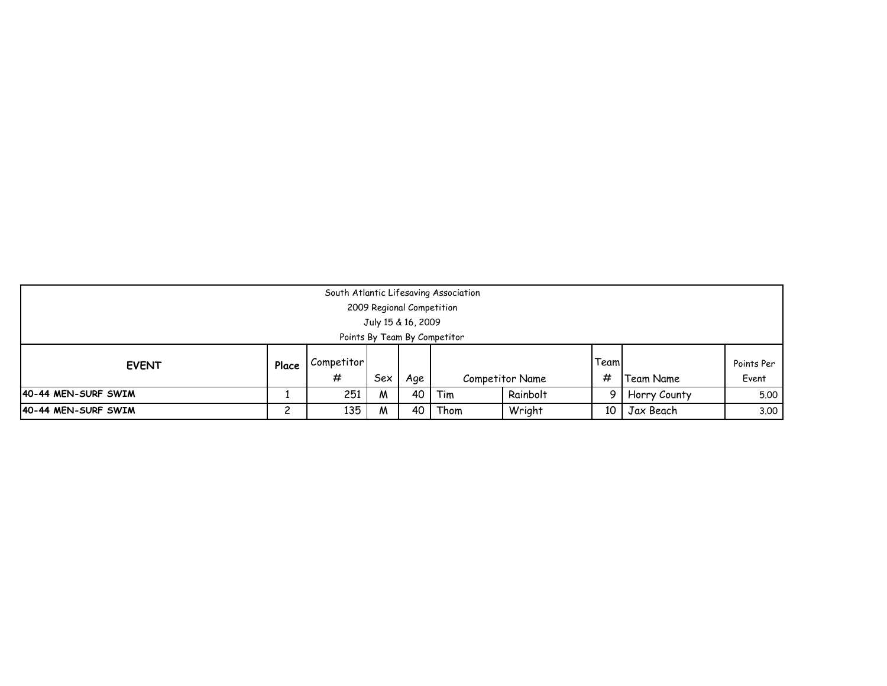South Atlantic Lifesaving Association
2009 Regional Competition
July 15 & 16, 2009
Points By Team By Competitor

| EVENT | Place | Competitor # | Sex | Age | Competitor Name | | Team # | Team Name | Points Per Event |
|---|---|---|---|---|---|---|---|---|---|
| 40-44 MEN-SURF SWIM | 1 | 251 | M | 40 | Tim | Rainbolt | 9 | Horry County | 5.00 |
| 40-44 MEN-SURF SWIM | 2 | 135 | M | 40 | Thom | Wright | 10 | Jax Beach | 3.00 |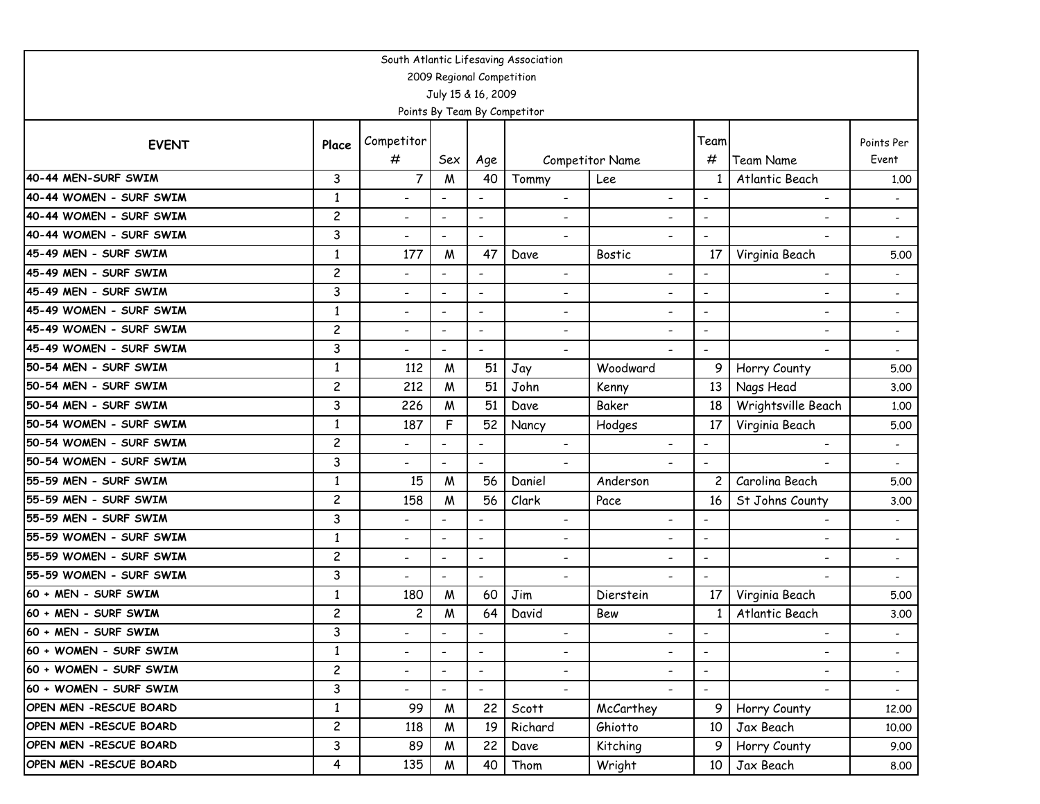South Atlantic Lifesaving Association
2009 Regional Competition
July 15 & 16, 2009
Points By Team By Competitor

| EVENT | Place | Competitor # | Sex | Age | Competitor Name | | Team # | Team Name | Points Per Event |
|---|---|---|---|---|---|---|---|---|---|
| 40-44 MEN-SURF SWIM | 3 | 7 | M | 40 | Tommy | Lee | 1 | Atlantic Beach | 1.00 |
| 40-44 WOMEN - SURF SWIM | 1 | - | - | - | - | - | - | - | - |
| 40-44 WOMEN - SURF SWIM | 2 | - | - | - | - | - | - | - | - |
| 40-44 WOMEN - SURF SWIM | 3 | - | - | - | - | - | - | - | - |
| 45-49 MEN - SURF SWIM | 1 | 177 | M | 47 | Dave | Bostic | 17 | Virginia Beach | 5.00 |
| 45-49 MEN - SURF SWIM | 2 | - | - | - | - | - | - | - | - |
| 45-49 MEN - SURF SWIM | 3 | - | - | - | - | - | - | - | - |
| 45-49 WOMEN - SURF SWIM | 1 | - | - | - | - | - | - | - | - |
| 45-49 WOMEN - SURF SWIM | 2 | - | - | - | - | - | - | - | - |
| 45-49 WOMEN - SURF SWIM | 3 | - | - | - | - | - | - | - | - |
| 50-54 MEN - SURF SWIM | 1 | 112 | M | 51 | Jay | Woodward | 9 | Horry County | 5.00 |
| 50-54 MEN - SURF SWIM | 2 | 212 | M | 51 | John | Kenny | 13 | Nags Head | 3.00 |
| 50-54 MEN - SURF SWIM | 3 | 226 | M | 51 | Dave | Baker | 18 | Wrightsville Beach | 1.00 |
| 50-54 WOMEN - SURF SWIM | 1 | 187 | F | 52 | Nancy | Hodges | 17 | Virginia Beach | 5.00 |
| 50-54 WOMEN - SURF SWIM | 2 | - | - | - | - | - | - | - | - |
| 50-54 WOMEN - SURF SWIM | 3 | - | - | - | - | - | - | - | - |
| 55-59 MEN - SURF SWIM | 1 | 15 | M | 56 | Daniel | Anderson | 2 | Carolina Beach | 5.00 |
| 55-59 MEN - SURF SWIM | 2 | 158 | M | 56 | Clark | Pace | 16 | St Johns County | 3.00 |
| 55-59 MEN - SURF SWIM | 3 | - | - | - | - | - | - | - | - |
| 55-59 WOMEN - SURF SWIM | 1 | - | - | - | - | - | - | - | - |
| 55-59 WOMEN - SURF SWIM | 2 | - | - | - | - | - | - | - | - |
| 55-59 WOMEN - SURF SWIM | 3 | - | - | - | - | - | - | - | - |
| 60 + MEN - SURF SWIM | 1 | 180 | M | 60 | Jim | Dierstein | 17 | Virginia Beach | 5.00 |
| 60 + MEN - SURF SWIM | 2 | 2 | M | 64 | David | Bew | 1 | Atlantic Beach | 3.00 |
| 60 + MEN - SURF SWIM | 3 | - | - | - | - | - | - | - | - |
| 60 + WOMEN - SURF SWIM | 1 | - | - | - | - | - | - | - | - |
| 60 + WOMEN - SURF SWIM | 2 | - | - | - | - | - | - | - | - |
| 60 + WOMEN - SURF SWIM | 3 | - | - | - | - | - | - | - | - |
| OPEN MEN -RESCUE BOARD | 1 | 99 | M | 22 | Scott | McCarthey | 9 | Horry County | 12.00 |
| OPEN MEN -RESCUE BOARD | 2 | 118 | M | 19 | Richard | Ghiotto | 10 | Jax Beach | 10.00 |
| OPEN MEN -RESCUE BOARD | 3 | 89 | M | 22 | Dave | Kitching | 9 | Horry County | 9.00 |
| OPEN MEN -RESCUE BOARD | 4 | 135 | M | 40 | Thom | Wright | 10 | Jax Beach | 8.00 |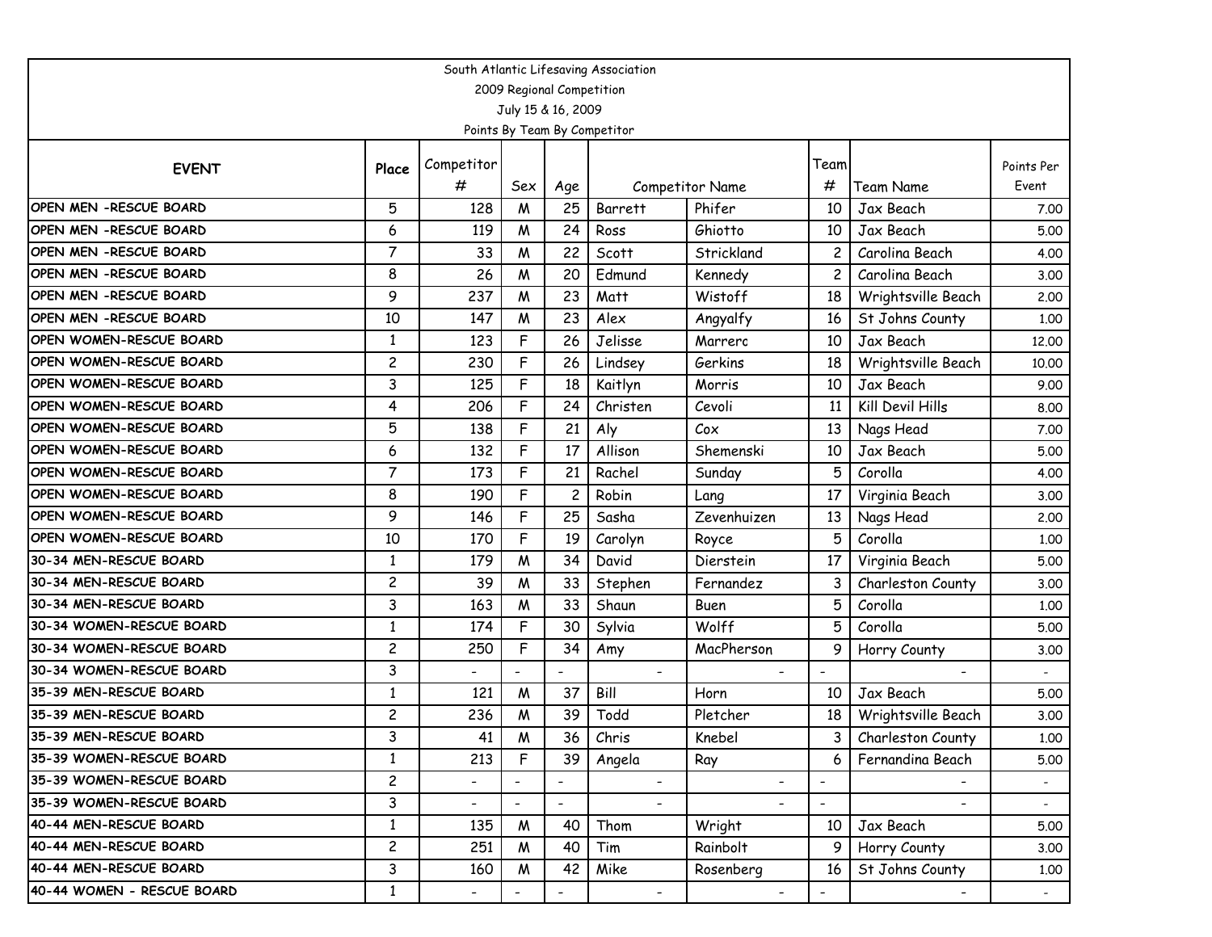South Atlantic Lifesaving Association
2009 Regional Competition
July 15 & 16, 2009
Points By Team By Competitor

| EVENT | Place | Competitor # | Sex | Age | Competitor Name | | Team # | Team Name | Points Per Event |
|---|---|---|---|---|---|---|---|---|---|
| OPEN MEN -RESCUE BOARD | 5 | 128 | M | 25 | Barrett | Phifer | 10 | Jax Beach | 7.00 |
| OPEN MEN -RESCUE BOARD | 6 | 119 | M | 24 | Ross | Ghiotto | 10 | Jax Beach | 5.00 |
| OPEN MEN -RESCUE BOARD | 7 | 33 | M | 22 | Scott | Strickland | 2 | Carolina Beach | 4.00 |
| OPEN MEN -RESCUE BOARD | 8 | 26 | M | 20 | Edmund | Kennedy | 2 | Carolina Beach | 3.00 |
| OPEN MEN -RESCUE BOARD | 9 | 237 | M | 23 | Matt | Wistoff | 18 | Wrightsville Beach | 2.00 |
| OPEN MEN -RESCUE BOARD | 10 | 147 | M | 23 | Alex | Angyalfy | 16 | St Johns County | 1.00 |
| OPEN WOMEN-RESCUE BOARD | 1 | 123 | F | 26 | Jelisse | Marrerc | 10 | Jax Beach | 12.00 |
| OPEN WOMEN-RESCUE BOARD | 2 | 230 | F | 26 | Lindsey | Gerkins | 18 | Wrightsville Beach | 10.00 |
| OPEN WOMEN-RESCUE BOARD | 3 | 125 | F | 18 | Kaitlyn | Morris | 10 | Jax Beach | 9.00 |
| OPEN WOMEN-RESCUE BOARD | 4 | 206 | F | 24 | Christen | Cevoli | 11 | Kill Devil Hills | 8.00 |
| OPEN WOMEN-RESCUE BOARD | 5 | 138 | F | 21 | Aly | Cox | 13 | Nags Head | 7.00 |
| OPEN WOMEN-RESCUE BOARD | 6 | 132 | F | 17 | Allison | Shemenski | 10 | Jax Beach | 5.00 |
| OPEN WOMEN-RESCUE BOARD | 7 | 173 | F | 21 | Rachel | Sunday | 5 | Corolla | 4.00 |
| OPEN WOMEN-RESCUE BOARD | 8 | 190 | F | 2 | Robin | Lang | 17 | Virginia Beach | 3.00 |
| OPEN WOMEN-RESCUE BOARD | 9 | 146 | F | 25 | Sasha | Zevenhuizen | 13 | Nags Head | 2.00 |
| OPEN WOMEN-RESCUE BOARD | 10 | 170 | F | 19 | Carolyn | Royce | 5 | Corolla | 1.00 |
| 30-34 MEN-RESCUE BOARD | 1 | 179 | M | 34 | David | Dierstein | 17 | Virginia Beach | 5.00 |
| 30-34 MEN-RESCUE BOARD | 2 | 39 | M | 33 | Stephen | Fernandez | 3 | Charleston County | 3.00 |
| 30-34 MEN-RESCUE BOARD | 3 | 163 | M | 33 | Shaun | Buen | 5 | Corolla | 1.00 |
| 30-34 WOMEN-RESCUE BOARD | 1 | 174 | F | 30 | Sylvia | Wolff | 5 | Corolla | 5.00 |
| 30-34 WOMEN-RESCUE BOARD | 2 | 250 | F | 34 | Amy | MacPherson | 9 | Horry County | 3.00 |
| 30-34 WOMEN-RESCUE BOARD | 3 | - | - | - | - | - | - | - | - |
| 35-39 MEN-RESCUE BOARD | 1 | 121 | M | 37 | Bill | Horn | 10 | Jax Beach | 5.00 |
| 35-39 MEN-RESCUE BOARD | 2 | 236 | M | 39 | Todd | Pletcher | 18 | Wrightsville Beach | 3.00 |
| 35-39 MEN-RESCUE BOARD | 3 | 41 | M | 36 | Chris | Knebel | 3 | Charleston County | 1.00 |
| 35-39 WOMEN-RESCUE BOARD | 1 | 213 | F | 39 | Angela | Ray | 6 | Fernandina Beach | 5.00 |
| 35-39 WOMEN-RESCUE BOARD | 2 | - | - | - | - | - | - | - | - |
| 35-39 WOMEN-RESCUE BOARD | 3 | - | - | - | - | - | - | - | - |
| 40-44 MEN-RESCUE BOARD | 1 | 135 | M | 40 | Thom | Wright | 10 | Jax Beach | 5.00 |
| 40-44 MEN-RESCUE BOARD | 2 | 251 | M | 40 | Tim | Rainbolt | 9 | Horry County | 3.00 |
| 40-44 MEN-RESCUE BOARD | 3 | 160 | M | 42 | Mike | Rosenberg | 16 | St Johns County | 1.00 |
| 40-44 WOMEN - RESCUE BOARD | 1 | - | - | - | - | - | - | - | - |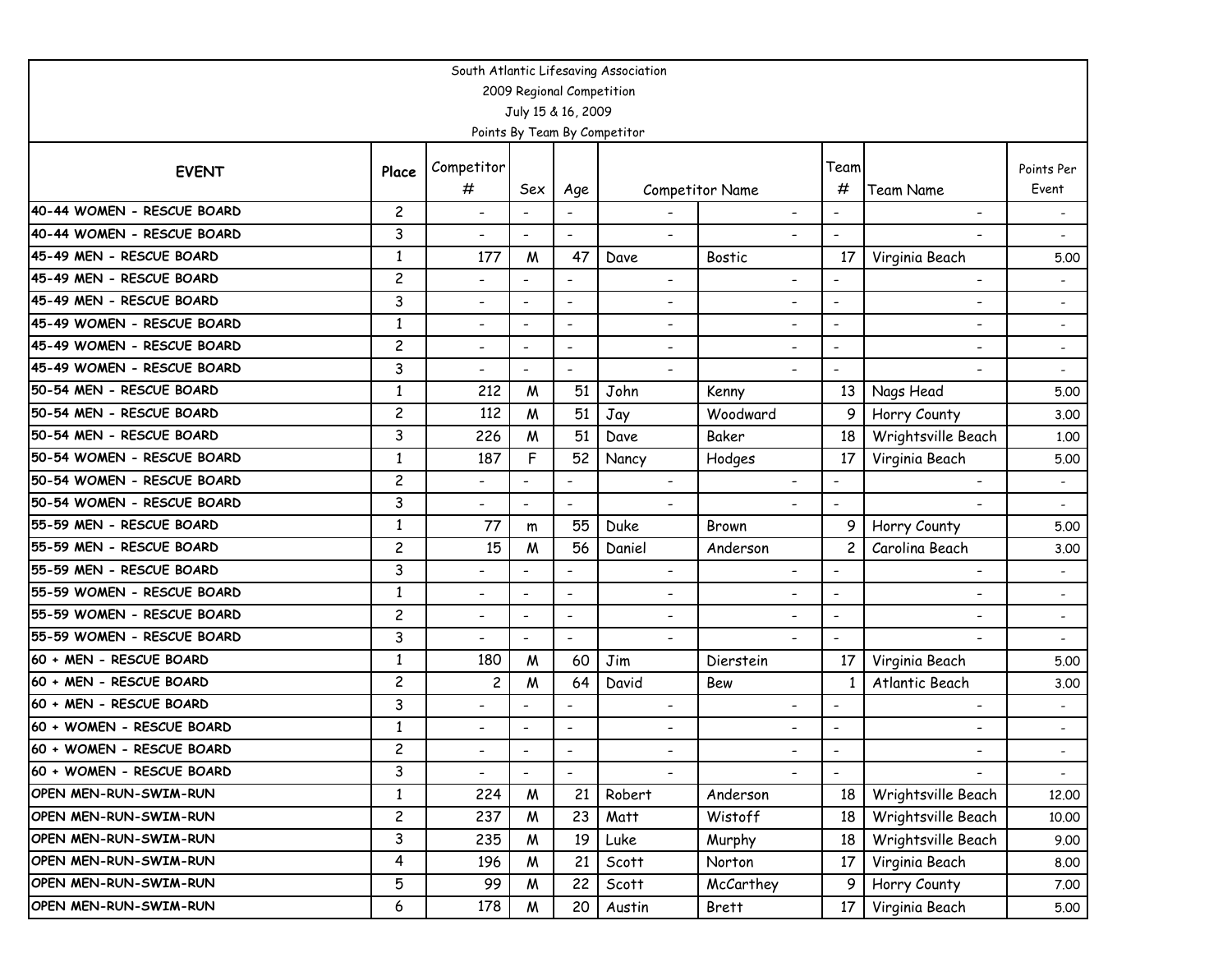South Atlantic Lifesaving Association
2009 Regional Competition
July 15 & 16, 2009
Points By Team By Competitor

| EVENT | Place | Competitor # | Sex | Age | Competitor Name | | Team # | Team Name | Points Per Event |
|---|---|---|---|---|---|---|---|---|---|
| 40-44 WOMEN - RESCUE BOARD | 2 | - | - | - | - | - | - | - | - |
| 40-44 WOMEN - RESCUE BOARD | 3 | - | - | - | - | - | - | - | - |
| 45-49 MEN - RESCUE BOARD | 1 | 177 | M | 47 | Dave | Bostic | 17 | Virginia Beach | 5.00 |
| 45-49 MEN - RESCUE BOARD | 2 | - | - | - | - | - | - | - | - |
| 45-49 MEN - RESCUE BOARD | 3 | - | - | - | - | - | - | - | - |
| 45-49 WOMEN - RESCUE BOARD | 1 | - | - | - | - | - | - | - | - |
| 45-49 WOMEN - RESCUE BOARD | 2 | - | - | - | - | - | - | - | - |
| 45-49 WOMEN - RESCUE BOARD | 3 | - | - | - | - | - | - | - | - |
| 50-54 MEN - RESCUE BOARD | 1 | 212 | M | 51 | John | Kenny | 13 | Nags Head | 5.00 |
| 50-54 MEN - RESCUE BOARD | 2 | 112 | M | 51 | Jay | Woodward | 9 | Horry County | 3.00 |
| 50-54 MEN - RESCUE BOARD | 3 | 226 | M | 51 | Dave | Baker | 18 | Wrightsville Beach | 1.00 |
| 50-54 WOMEN - RESCUE BOARD | 1 | 187 | F | 52 | Nancy | Hodges | 17 | Virginia Beach | 5.00 |
| 50-54 WOMEN - RESCUE BOARD | 2 | - | - | - | - | - | - | - | - |
| 50-54 WOMEN - RESCUE BOARD | 3 | - | - | - | - | - | - | - | - |
| 55-59 MEN - RESCUE BOARD | 1 | 77 | m | 55 | Duke | Brown | 9 | Horry County | 5.00 |
| 55-59 MEN - RESCUE BOARD | 2 | 15 | M | 56 | Daniel | Anderson | 2 | Carolina Beach | 3.00 |
| 55-59 MEN - RESCUE BOARD | 3 | - | - | - | - | - | - | - | - |
| 55-59 WOMEN - RESCUE BOARD | 1 | - | - | - | - | - | - | - | - |
| 55-59 WOMEN - RESCUE BOARD | 2 | - | - | - | - | - | - | - | - |
| 55-59 WOMEN - RESCUE BOARD | 3 | - | - | - | - | - | - | - | - |
| 60 + MEN - RESCUE BOARD | 1 | 180 | M | 60 | Jim | Dierstein | 17 | Virginia Beach | 5.00 |
| 60 + MEN - RESCUE BOARD | 2 | 2 | M | 64 | David | Bew | 1 | Atlantic Beach | 3.00 |
| 60 + MEN - RESCUE BOARD | 3 | - | - | - | - | - | - | - | - |
| 60 + WOMEN - RESCUE BOARD | 1 | - | - | - | - | - | - | - | - |
| 60 + WOMEN - RESCUE BOARD | 2 | - | - | - | - | - | - | - | - |
| 60 + WOMEN - RESCUE BOARD | 3 | - | - | - | - | - | - | - | - |
| OPEN MEN-RUN-SWIM-RUN | 1 | 224 | M | 21 | Robert | Anderson | 18 | Wrightsville Beach | 12.00 |
| OPEN MEN-RUN-SWIM-RUN | 2 | 237 | M | 23 | Matt | Wistoff | 18 | Wrightsville Beach | 10.00 |
| OPEN MEN-RUN-SWIM-RUN | 3 | 235 | M | 19 | Luke | Murphy | 18 | Wrightsville Beach | 9.00 |
| OPEN MEN-RUN-SWIM-RUN | 4 | 196 | M | 21 | Scott | Norton | 17 | Virginia Beach | 8.00 |
| OPEN MEN-RUN-SWIM-RUN | 5 | 99 | M | 22 | Scott | McCarthey | 9 | Horry County | 7.00 |
| OPEN MEN-RUN-SWIM-RUN | 6 | 178 | M | 20 | Austin | Brett | 17 | Virginia Beach | 5.00 |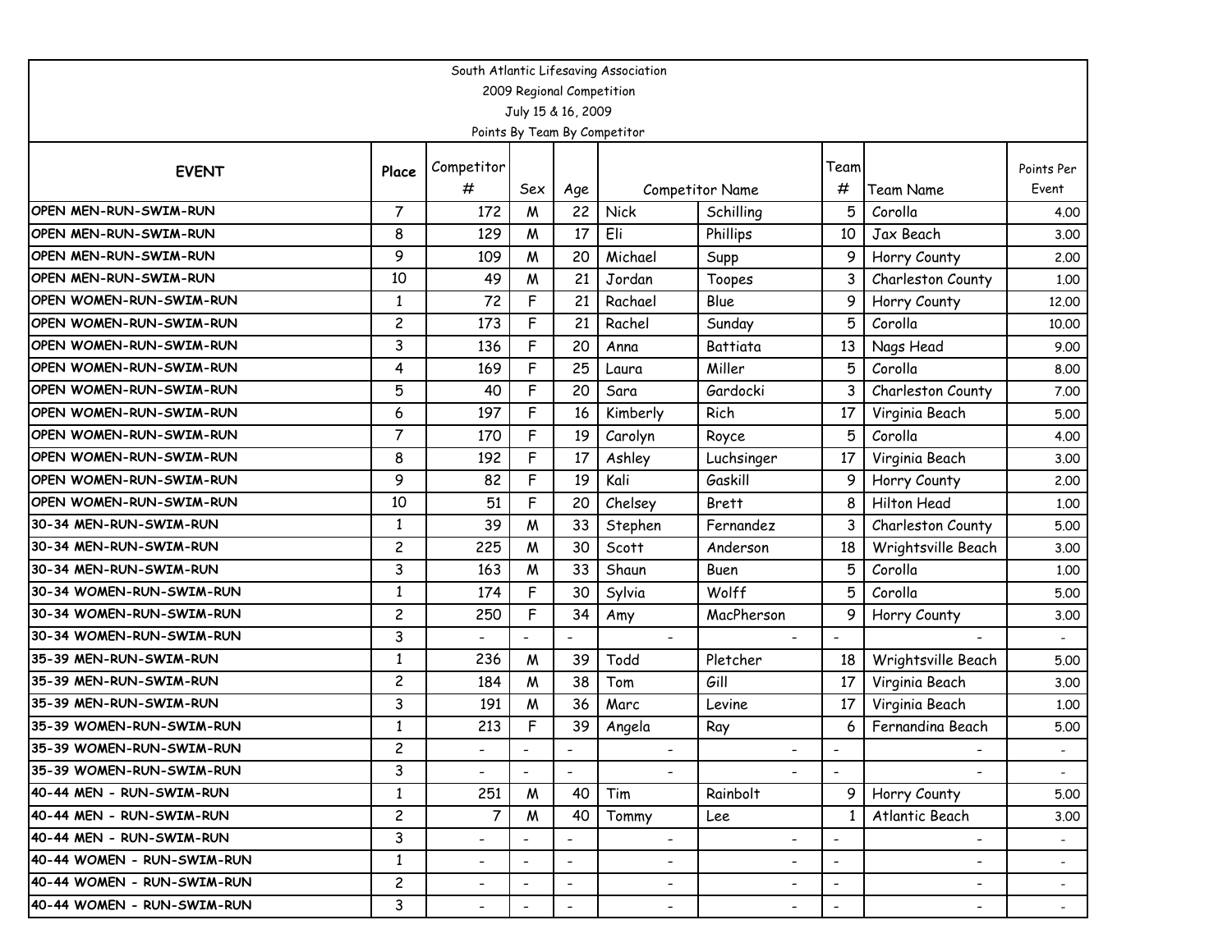South Atlantic Lifesaving Association
2009 Regional Competition
July 15 & 16, 2009
Points By Team By Competitor

| EVENT | Place | Competitor # | Sex | Age | Competitor Name | | Team # | Team Name | Points Per Event |
|---|---|---|---|---|---|---|---|---|---|
| OPEN MEN-RUN-SWIM-RUN | 7 | 172 | M | 22 | Nick | Schilling | 5 | Corolla | 4.00 |
| OPEN MEN-RUN-SWIM-RUN | 8 | 129 | M | 17 | Eli | Phillips | 10 | Jax Beach | 3.00 |
| OPEN MEN-RUN-SWIM-RUN | 9 | 109 | M | 20 | Michael | Supp | 9 | Horry County | 2.00 |
| OPEN MEN-RUN-SWIM-RUN | 10 | 49 | M | 21 | Jordan | Toopes | 3 | Charleston County | 1.00 |
| OPEN WOMEN-RUN-SWIM-RUN | 1 | 72 | F | 21 | Rachael | Blue | 9 | Horry County | 12.00 |
| OPEN WOMEN-RUN-SWIM-RUN | 2 | 173 | F | 21 | Rachel | Sunday | 5 | Corolla | 10.00 |
| OPEN WOMEN-RUN-SWIM-RUN | 3 | 136 | F | 20 | Anna | Battiata | 13 | Nags Head | 9.00 |
| OPEN WOMEN-RUN-SWIM-RUN | 4 | 169 | F | 25 | Laura | Miller | 5 | Corolla | 8.00 |
| OPEN WOMEN-RUN-SWIM-RUN | 5 | 40 | F | 20 | Sara | Gardocki | 3 | Charleston County | 7.00 |
| OPEN WOMEN-RUN-SWIM-RUN | 6 | 197 | F | 16 | Kimberly | Rich | 17 | Virginia Beach | 5.00 |
| OPEN WOMEN-RUN-SWIM-RUN | 7 | 170 | F | 19 | Carolyn | Royce | 5 | Corolla | 4.00 |
| OPEN WOMEN-RUN-SWIM-RUN | 8 | 192 | F | 17 | Ashley | Luchsinger | 17 | Virginia Beach | 3.00 |
| OPEN WOMEN-RUN-SWIM-RUN | 9 | 82 | F | 19 | Kali | Gaskill | 9 | Horry County | 2.00 |
| OPEN WOMEN-RUN-SWIM-RUN | 10 | 51 | F | 20 | Chelsey | Brett | 8 | Hilton Head | 1.00 |
| 30-34 MEN-RUN-SWIM-RUN | 1 | 39 | M | 33 | Stephen | Fernandez | 3 | Charleston County | 5.00 |
| 30-34 MEN-RUN-SWIM-RUN | 2 | 225 | M | 30 | Scott | Anderson | 18 | Wrightsville Beach | 3.00 |
| 30-34 MEN-RUN-SWIM-RUN | 3 | 163 | M | 33 | Shaun | Buen | 5 | Corolla | 1.00 |
| 30-34 WOMEN-RUN-SWIM-RUN | 1 | 174 | F | 30 | Sylvia | Wolff | 5 | Corolla | 5.00 |
| 30-34 WOMEN-RUN-SWIM-RUN | 2 | 250 | F | 34 | Amy | MacPherson | 9 | Horry County | 3.00 |
| 30-34 WOMEN-RUN-SWIM-RUN | 3 | - | - | - | - | - | - | - | - |
| 35-39 MEN-RUN-SWIM-RUN | 1 | 236 | M | 39 | Todd | Pletcher | 18 | Wrightsville Beach | 5.00 |
| 35-39 MEN-RUN-SWIM-RUN | 2 | 184 | M | 38 | Tom | Gill | 17 | Virginia Beach | 3.00 |
| 35-39 MEN-RUN-SWIM-RUN | 3 | 191 | M | 36 | Marc | Levine | 17 | Virginia Beach | 1.00 |
| 35-39 WOMEN-RUN-SWIM-RUN | 1 | 213 | F | 39 | Angela | Ray | 6 | Fernandina Beach | 5.00 |
| 35-39 WOMEN-RUN-SWIM-RUN | 2 | - | - | - | - | - | - | - | - |
| 35-39 WOMEN-RUN-SWIM-RUN | 3 | - | - | - | - | - | - | - | - |
| 40-44 MEN - RUN-SWIM-RUN | 1 | 251 | M | 40 | Tim | Rainbolt | 9 | Horry County | 5.00 |
| 40-44 MEN - RUN-SWIM-RUN | 2 | 7 | M | 40 | Tommy | Lee | 1 | Atlantic Beach | 3.00 |
| 40-44 MEN - RUN-SWIM-RUN | 3 | - | - | - | - | - | - | - | - |
| 40-44 WOMEN - RUN-SWIM-RUN | 1 | - | - | - | - | - | - | - | - |
| 40-44 WOMEN - RUN-SWIM-RUN | 2 | - | - | - | - | - | - | - | - |
| 40-44 WOMEN - RUN-SWIM-RUN | 3 | - | - | - | - | - | - | - | - |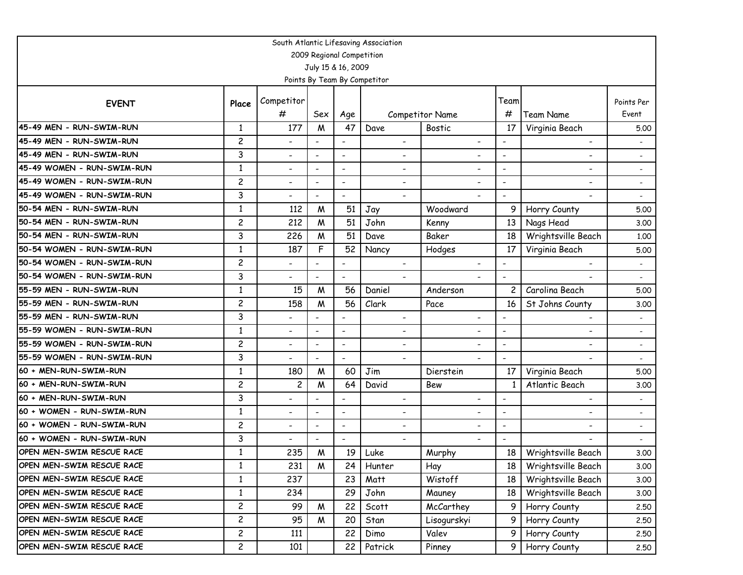South Atlantic Lifesaving Association

2009 Regional Competition

July 15 & 16, 2009

Points By Team By Competitor

| EVENT | Place | Competitor # | Sex | Age | Competitor Name | | Team # | Team Name | Points Per Event |
|---|---|---|---|---|---|---|---|---|---|
| 45-49 MEN - RUN-SWIM-RUN | 1 | 177 | M | 47 | Dave | Bostic | 17 | Virginia Beach | 5.00 |
| 45-49 MEN - RUN-SWIM-RUN | 2 | - | - | - | - | - | - | - | - |
| 45-49 MEN - RUN-SWIM-RUN | 3 | - | - | - | - | - | - | - | - |
| 45-49 WOMEN - RUN-SWIM-RUN | 1 | - | - | - | - | - | - | - | - |
| 45-49 WOMEN - RUN-SWIM-RUN | 2 | - | - | - | - | - | - | - | - |
| 45-49 WOMEN - RUN-SWIM-RUN | 3 | - | - | - | - | - | - | - | - |
| 50-54 MEN - RUN-SWIM-RUN | 1 | 112 | M | 51 | Jay | Woodward | 9 | Horry County | 5.00 |
| 50-54 MEN - RUN-SWIM-RUN | 2 | 212 | M | 51 | John | Kenny | 13 | Nags Head | 3.00 |
| 50-54 MEN - RUN-SWIM-RUN | 3 | 226 | M | 51 | Dave | Baker | 18 | Wrightsville Beach | 1.00 |
| 50-54 WOMEN - RUN-SWIM-RUN | 1 | 187 | F | 52 | Nancy | Hodges | 17 | Virginia Beach | 5.00 |
| 50-54 WOMEN - RUN-SWIM-RUN | 2 | - | - | - | - | - | - | - | - |
| 50-54 WOMEN - RUN-SWIM-RUN | 3 | - | - | - | - | - | - | - | - |
| 55-59 MEN - RUN-SWIM-RUN | 1 | 15 | M | 56 | Daniel | Anderson | 2 | Carolina Beach | 5.00 |
| 55-59 MEN - RUN-SWIM-RUN | 2 | 158 | M | 56 | Clark | Pace | 16 | St Johns County | 3.00 |
| 55-59 MEN - RUN-SWIM-RUN | 3 | - | - | - | - | - | - | - | - |
| 55-59 WOMEN - RUN-SWIM-RUN | 1 | - | - | - | - | - | - | - | - |
| 55-59 WOMEN - RUN-SWIM-RUN | 2 | - | - | - | - | - | - | - | - |
| 55-59 WOMEN - RUN-SWIM-RUN | 3 | - | - | - | - | - | - | - | - |
| 60 + MEN-RUN-SWIM-RUN | 1 | 180 | M | 60 | Jim | Dierstein | 17 | Virginia Beach | 5.00 |
| 60 + MEN-RUN-SWIM-RUN | 2 | 2 | M | 64 | David | Bew | 1 | Atlantic Beach | 3.00 |
| 60 + MEN-RUN-SWIM-RUN | 3 | - | - | - | - | - | - | - | - |
| 60 + WOMEN - RUN-SWIM-RUN | 1 | - | - | - | - | - | - | - | - |
| 60 + WOMEN - RUN-SWIM-RUN | 2 | - | - | - | - | - | - | - | - |
| 60 + WOMEN - RUN-SWIM-RUN | 3 | - | - | - | - | - | - | - | - |
| OPEN MEN-SWIM RESCUE RACE | 1 | 235 | M | 19 | Luke | Murphy | 18 | Wrightsville Beach | 3.00 |
| OPEN MEN-SWIM RESCUE RACE | 1 | 231 | M | 24 | Hunter | Hay | 18 | Wrightsville Beach | 3.00 |
| OPEN MEN-SWIM RESCUE RACE | 1 | 237 | | 23 | Matt | Wistoff | 18 | Wrightsville Beach | 3.00 |
| OPEN MEN-SWIM RESCUE RACE | 1 | 234 | | 29 | John | Mauney | 18 | Wrightsville Beach | 3.00 |
| OPEN MEN-SWIM RESCUE RACE | 2 | 99 | M | 22 | Scott | McCarthey | 9 | Horry County | 2.50 |
| OPEN MEN-SWIM RESCUE RACE | 2 | 95 | M | 20 | Stan | Lisogurskyi | 9 | Horry County | 2.50 |
| OPEN MEN-SWIM RESCUE RACE | 2 | 111 | | 22 | Dimo | Valev | 9 | Horry County | 2.50 |
| OPEN MEN-SWIM RESCUE RACE | 2 | 101 | | 22 | Patrick | Pinney | 9 | Horry County | 2.50 |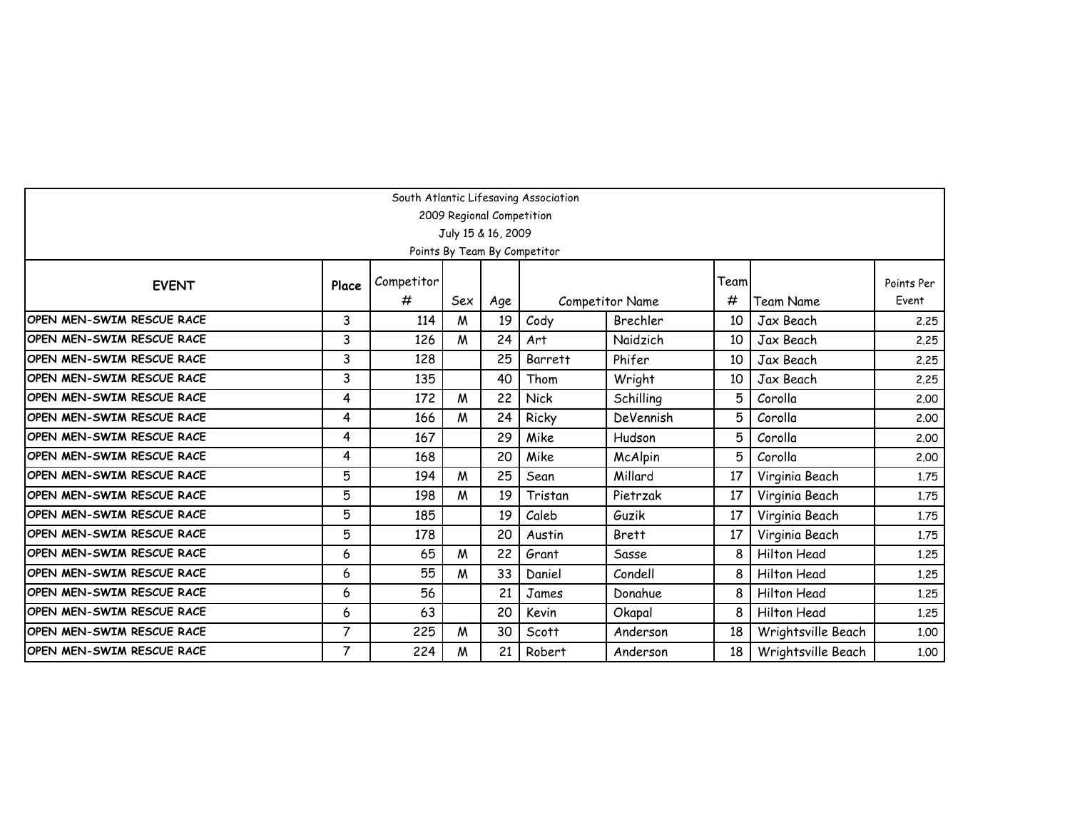South Atlantic Lifesaving Association
2009 Regional Competition
July 15 & 16, 2009
Points By Team By Competitor

| EVENT | Place | Competitor # | Sex | Age | Competitor Name | | Team # | Team Name | Points Per Event |
|---|---|---|---|---|---|---|---|---|---|
| OPEN MEN-SWIM RESCUE RACE | 3 | 114 | M | 19 | Cody | Brechler | 10 | Jax Beach | 2.25 |
| OPEN MEN-SWIM RESCUE RACE | 3 | 126 | M | 24 | Art | Naidzich | 10 | Jax Beach | 2.25 |
| OPEN MEN-SWIM RESCUE RACE | 3 | 128 | | 25 | Barrett | Phifer | 10 | Jax Beach | 2.25 |
| OPEN MEN-SWIM RESCUE RACE | 3 | 135 | | 40 | Thom | Wright | 10 | Jax Beach | 2.25 |
| OPEN MEN-SWIM RESCUE RACE | 4 | 172 | M | 22 | Nick | Schilling | 5 | Corolla | 2.00 |
| OPEN MEN-SWIM RESCUE RACE | 4 | 166 | M | 24 | Ricky | DeVennish | 5 | Corolla | 2.00 |
| OPEN MEN-SWIM RESCUE RACE | 4 | 167 | | 29 | Mike | Hudson | 5 | Corolla | 2.00 |
| OPEN MEN-SWIM RESCUE RACE | 4 | 168 | | 20 | Mike | McAlpin | 5 | Corolla | 2.00 |
| OPEN MEN-SWIM RESCUE RACE | 5 | 194 | M | 25 | Sean | Millard | 17 | Virginia Beach | 1.75 |
| OPEN MEN-SWIM RESCUE RACE | 5 | 198 | M | 19 | Tristan | Pietrzak | 17 | Virginia Beach | 1.75 |
| OPEN MEN-SWIM RESCUE RACE | 5 | 185 | | 19 | Caleb | Guzik | 17 | Virginia Beach | 1.75 |
| OPEN MEN-SWIM RESCUE RACE | 5 | 178 | | 20 | Austin | Brett | 17 | Virginia Beach | 1.75 |
| OPEN MEN-SWIM RESCUE RACE | 6 | 65 | M | 22 | Grant | Sasse | 8 | Hilton Head | 1.25 |
| OPEN MEN-SWIM RESCUE RACE | 6 | 55 | M | 33 | Daniel | Condell | 8 | Hilton Head | 1.25 |
| OPEN MEN-SWIM RESCUE RACE | 6 | 56 | | 21 | James | Donahue | 8 | Hilton Head | 1.25 |
| OPEN MEN-SWIM RESCUE RACE | 6 | 63 | | 20 | Kevin | Okapal | 8 | Hilton Head | 1.25 |
| OPEN MEN-SWIM RESCUE RACE | 7 | 225 | M | 30 | Scott | Anderson | 18 | Wrightsville Beach | 1.00 |
| OPEN MEN-SWIM RESCUE RACE | 7 | 224 | M | 21 | Robert | Anderson | 18 | Wrightsville Beach | 1.00 |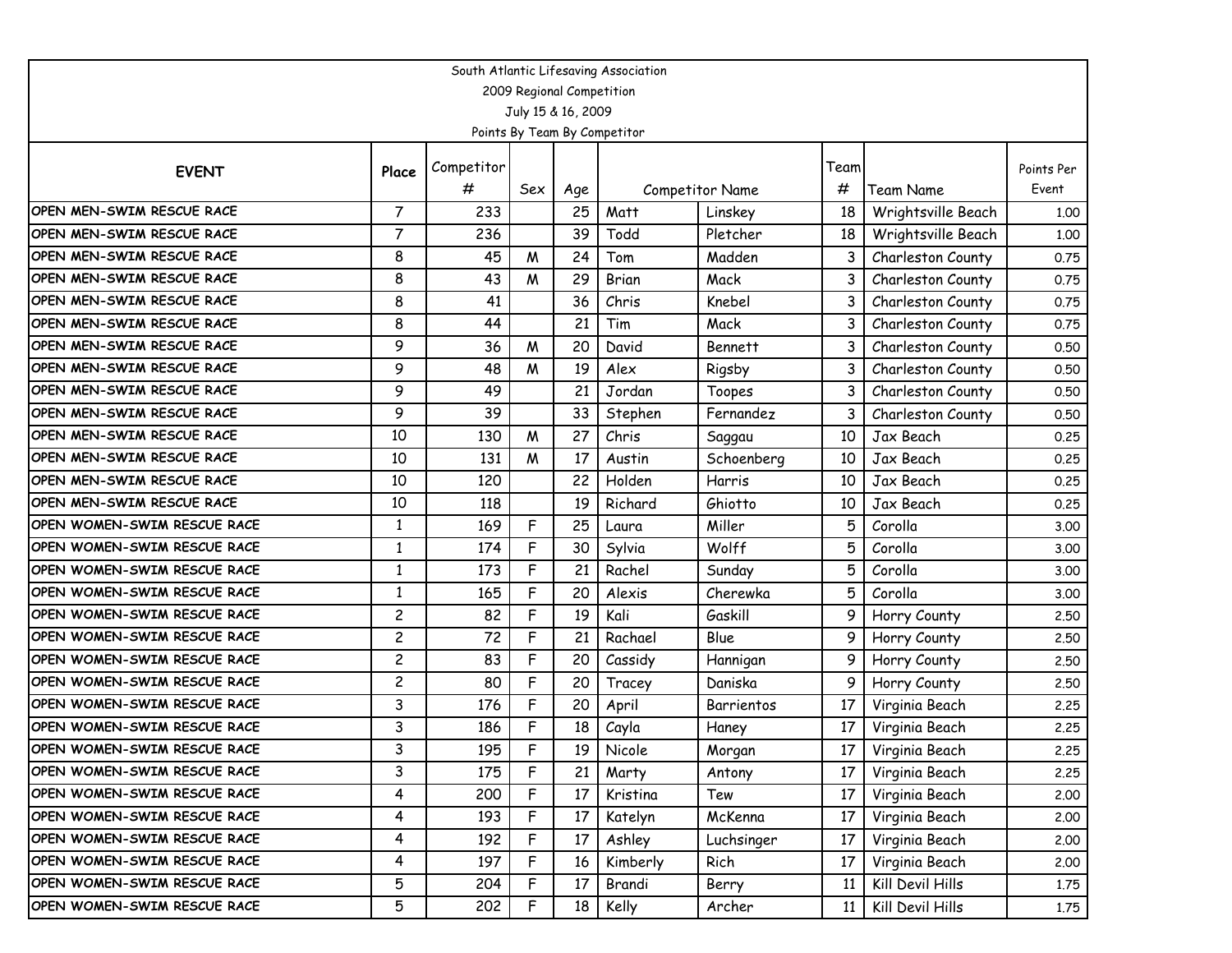South Atlantic Lifesaving Association
2009 Regional Competition
July 15 & 16, 2009
Points By Team By Competitor

| EVENT | Place | Competitor # | Sex | Age | Competitor Name | | Team # | Team Name | Points Per Event |
|---|---|---|---|---|---|---|---|---|---|
| OPEN MEN-SWIM RESCUE RACE | 7 | 233 | | 25 | Matt | Linskey | 18 | Wrightsville Beach | 1.00 |
| OPEN MEN-SWIM RESCUE RACE | 7 | 236 | | 39 | Todd | Pletcher | 18 | Wrightsville Beach | 1.00 |
| OPEN MEN-SWIM RESCUE RACE | 8 | 45 | M | 24 | Tom | Madden | 3 | Charleston County | 0.75 |
| OPEN MEN-SWIM RESCUE RACE | 8 | 43 | M | 29 | Brian | Mack | 3 | Charleston County | 0.75 |
| OPEN MEN-SWIM RESCUE RACE | 8 | 41 | | 36 | Chris | Knebel | 3 | Charleston County | 0.75 |
| OPEN MEN-SWIM RESCUE RACE | 8 | 44 | | 21 | Tim | Mack | 3 | Charleston County | 0.75 |
| OPEN MEN-SWIM RESCUE RACE | 9 | 36 | M | 20 | David | Bennett | 3 | Charleston County | 0.50 |
| OPEN MEN-SWIM RESCUE RACE | 9 | 48 | M | 19 | Alex | Rigsby | 3 | Charleston County | 0.50 |
| OPEN MEN-SWIM RESCUE RACE | 9 | 49 | | 21 | Jordan | Toopes | 3 | Charleston County | 0.50 |
| OPEN MEN-SWIM RESCUE RACE | 9 | 39 | | 33 | Stephen | Fernandez | 3 | Charleston County | 0.50 |
| OPEN MEN-SWIM RESCUE RACE | 10 | 130 | M | 27 | Chris | Saggau | 10 | Jax Beach | 0.25 |
| OPEN MEN-SWIM RESCUE RACE | 10 | 131 | M | 17 | Austin | Schoenberg | 10 | Jax Beach | 0.25 |
| OPEN MEN-SWIM RESCUE RACE | 10 | 120 | | 22 | Holden | Harris | 10 | Jax Beach | 0.25 |
| OPEN MEN-SWIM RESCUE RACE | 10 | 118 | | 19 | Richard | Ghiotto | 10 | Jax Beach | 0.25 |
| OPEN WOMEN-SWIM RESCUE RACE | 1 | 169 | F | 25 | Laura | Miller | 5 | Corolla | 3.00 |
| OPEN WOMEN-SWIM RESCUE RACE | 1 | 174 | F | 30 | Sylvia | Wolff | 5 | Corolla | 3.00 |
| OPEN WOMEN-SWIM RESCUE RACE | 1 | 173 | F | 21 | Rachel | Sunday | 5 | Corolla | 3.00 |
| OPEN WOMEN-SWIM RESCUE RACE | 1 | 165 | F | 20 | Alexis | Cherewka | 5 | Corolla | 3.00 |
| OPEN WOMEN-SWIM RESCUE RACE | 2 | 82 | F | 19 | Kali | Gaskill | 9 | Horry County | 2.50 |
| OPEN WOMEN-SWIM RESCUE RACE | 2 | 72 | F | 21 | Rachael | Blue | 9 | Horry County | 2.50 |
| OPEN WOMEN-SWIM RESCUE RACE | 2 | 83 | F | 20 | Cassidy | Hannigan | 9 | Horry County | 2.50 |
| OPEN WOMEN-SWIM RESCUE RACE | 2 | 80 | F | 20 | Tracey | Daniska | 9 | Horry County | 2.50 |
| OPEN WOMEN-SWIM RESCUE RACE | 3 | 176 | F | 20 | April | Barrientos | 17 | Virginia Beach | 2.25 |
| OPEN WOMEN-SWIM RESCUE RACE | 3 | 186 | F | 18 | Cayla | Haney | 17 | Virginia Beach | 2.25 |
| OPEN WOMEN-SWIM RESCUE RACE | 3 | 195 | F | 19 | Nicole | Morgan | 17 | Virginia Beach | 2.25 |
| OPEN WOMEN-SWIM RESCUE RACE | 3 | 175 | F | 21 | Marty | Antony | 17 | Virginia Beach | 2.25 |
| OPEN WOMEN-SWIM RESCUE RACE | 4 | 200 | F | 17 | Kristina | Tew | 17 | Virginia Beach | 2.00 |
| OPEN WOMEN-SWIM RESCUE RACE | 4 | 193 | F | 17 | Katelyn | McKenna | 17 | Virginia Beach | 2.00 |
| OPEN WOMEN-SWIM RESCUE RACE | 4 | 192 | F | 17 | Ashley | Luchsinger | 17 | Virginia Beach | 2.00 |
| OPEN WOMEN-SWIM RESCUE RACE | 4 | 197 | F | 16 | Kimberly | Rich | 17 | Virginia Beach | 2.00 |
| OPEN WOMEN-SWIM RESCUE RACE | 5 | 204 | F | 17 | Brandi | Berry | 11 | Kill Devil Hills | 1.75 |
| OPEN WOMEN-SWIM RESCUE RACE | 5 | 202 | F | 18 | Kelly | Archer | 11 | Kill Devil Hills | 1.75 |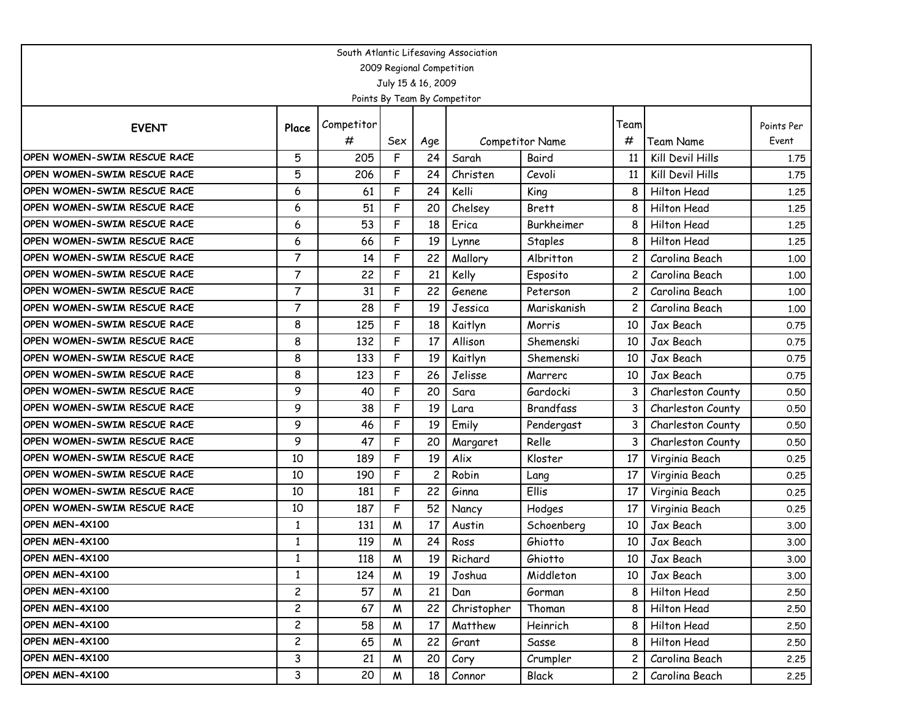South Atlantic Lifesaving Association

2009 Regional Competition

July 15 & 16, 2009

Points By Team By Competitor

| EVENT | Place | Competitor # | Sex | Age | Competitor Name | | Team # | Team Name | Points Per Event |
|---|---|---|---|---|---|---|---|---|---|
| OPEN WOMEN-SWIM RESCUE RACE | 5 | 205 | F | 24 | Sarah | Baird | 11 | Kill Devil Hills | 1.75 |
| OPEN WOMEN-SWIM RESCUE RACE | 5 | 206 | F | 24 | Christen | Cevoli | 11 | Kill Devil Hills | 1.75 |
| OPEN WOMEN-SWIM RESCUE RACE | 6 | 61 | F | 24 | Kelli | King | 8 | Hilton Head | 1.25 |
| OPEN WOMEN-SWIM RESCUE RACE | 6 | 51 | F | 20 | Chelsey | Brett | 8 | Hilton Head | 1.25 |
| OPEN WOMEN-SWIM RESCUE RACE | 6 | 53 | F | 18 | Erica | Burkheimer | 8 | Hilton Head | 1.25 |
| OPEN WOMEN-SWIM RESCUE RACE | 6 | 66 | F | 19 | Lynne | Staples | 8 | Hilton Head | 1.25 |
| OPEN WOMEN-SWIM RESCUE RACE | 7 | 14 | F | 22 | Mallory | Albritton | 2 | Carolina Beach | 1.00 |
| OPEN WOMEN-SWIM RESCUE RACE | 7 | 22 | F | 21 | Kelly | Esposito | 2 | Carolina Beach | 1.00 |
| OPEN WOMEN-SWIM RESCUE RACE | 7 | 31 | F | 22 | Genene | Peterson | 2 | Carolina Beach | 1.00 |
| OPEN WOMEN-SWIM RESCUE RACE | 7 | 28 | F | 19 | Jessica | Mariskanish | 2 | Carolina Beach | 1.00 |
| OPEN WOMEN-SWIM RESCUE RACE | 8 | 125 | F | 18 | Kaitlyn | Morris | 10 | Jax Beach | 0.75 |
| OPEN WOMEN-SWIM RESCUE RACE | 8 | 132 | F | 17 | Allison | Shemenski | 10 | Jax Beach | 0.75 |
| OPEN WOMEN-SWIM RESCUE RACE | 8 | 133 | F | 19 | Kaitlyn | Shemenski | 10 | Jax Beach | 0.75 |
| OPEN WOMEN-SWIM RESCUE RACE | 8 | 123 | F | 26 | Jelisse | Marrerc | 10 | Jax Beach | 0.75 |
| OPEN WOMEN-SWIM RESCUE RACE | 9 | 40 | F | 20 | Sara | Gardocki | 3 | Charleston County | 0.50 |
| OPEN WOMEN-SWIM RESCUE RACE | 9 | 38 | F | 19 | Lara | Brandfass | 3 | Charleston County | 0.50 |
| OPEN WOMEN-SWIM RESCUE RACE | 9 | 46 | F | 19 | Emily | Pendergast | 3 | Charleston County | 0.50 |
| OPEN WOMEN-SWIM RESCUE RACE | 9 | 47 | F | 20 | Margaret | Relle | 3 | Charleston County | 0.50 |
| OPEN WOMEN-SWIM RESCUE RACE | 10 | 189 | F | 19 | Alix | Kloster | 17 | Virginia Beach | 0.25 |
| OPEN WOMEN-SWIM RESCUE RACE | 10 | 190 | F | 2 | Robin | Lang | 17 | Virginia Beach | 0.25 |
| OPEN WOMEN-SWIM RESCUE RACE | 10 | 181 | F | 22 | Ginna | Ellis | 17 | Virginia Beach | 0.25 |
| OPEN WOMEN-SWIM RESCUE RACE | 10 | 187 | F | 52 | Nancy | Hodges | 17 | Virginia Beach | 0.25 |
| OPEN MEN-4X100 | 1 | 131 | M | 17 | Austin | Schoenberg | 10 | Jax Beach | 3.00 |
| OPEN MEN-4X100 | 1 | 119 | M | 24 | Ross | Ghiotto | 10 | Jax Beach | 3.00 |
| OPEN MEN-4X100 | 1 | 118 | M | 19 | Richard | Ghiotto | 10 | Jax Beach | 3.00 |
| OPEN MEN-4X100 | 1 | 124 | M | 19 | Joshua | Middleton | 10 | Jax Beach | 3.00 |
| OPEN MEN-4X100 | 2 | 57 | M | 21 | Dan | Gorman | 8 | Hilton Head | 2.50 |
| OPEN MEN-4X100 | 2 | 67 | M | 22 | Christopher | Thoman | 8 | Hilton Head | 2.50 |
| OPEN MEN-4X100 | 2 | 58 | M | 17 | Matthew | Heinrich | 8 | Hilton Head | 2.50 |
| OPEN MEN-4X100 | 2 | 65 | M | 22 | Grant | Sasse | 8 | Hilton Head | 2.50 |
| OPEN MEN-4X100 | 3 | 21 | M | 20 | Cory | Crumpler | 2 | Carolina Beach | 2.25 |
| OPEN MEN-4X100 | 3 | 20 | M | 18 | Connor | Black | 2 | Carolina Beach | 2.25 |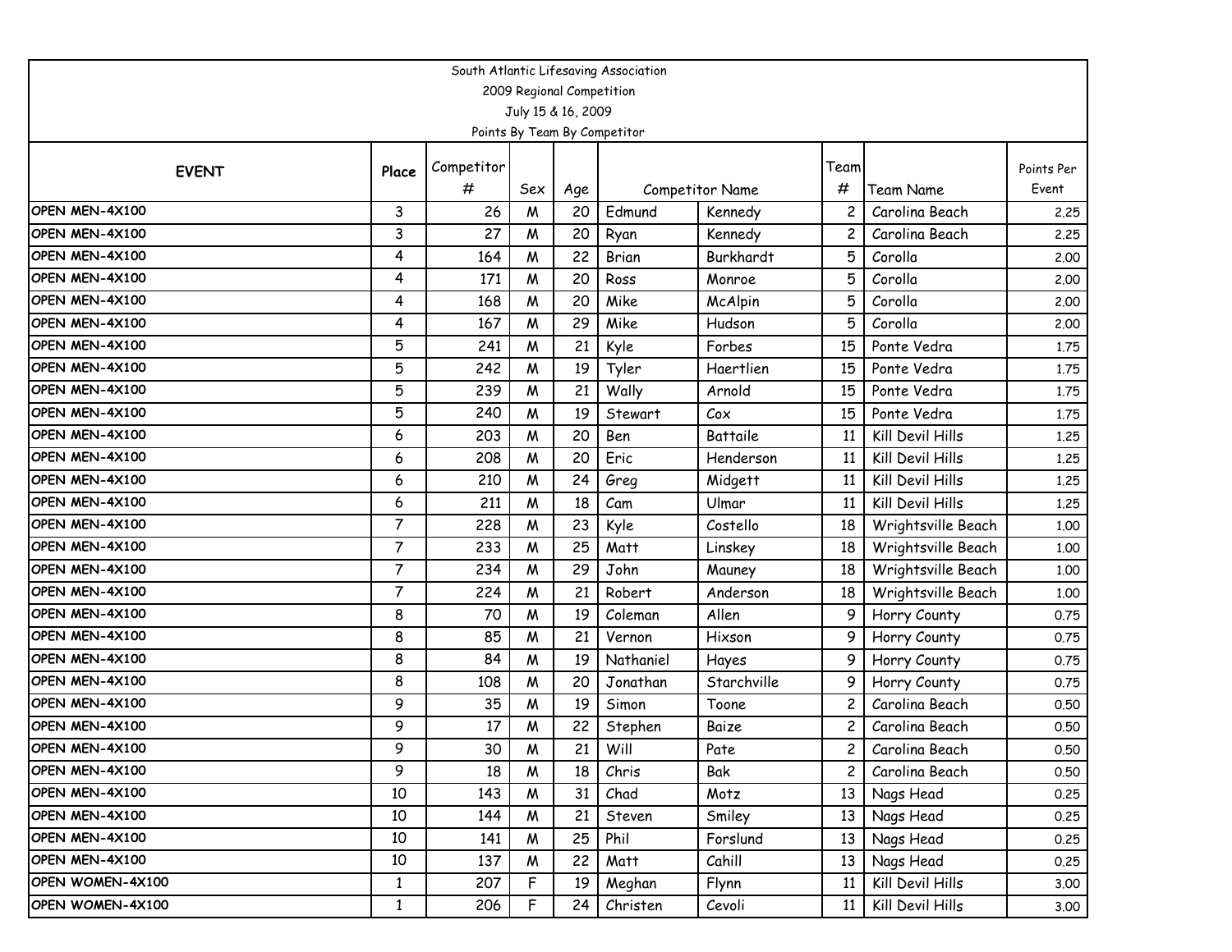South Atlantic Lifesaving Association

2009 Regional Competition

July 15 & 16, 2009

Points By Team By Competitor

| EVENT | Place | Competitor # | Sex | Age | Competitor Name | | Team # | Team Name | Points Per Event |
|---|---|---|---|---|---|---|---|---|---|
| OPEN MEN-4X100 | 3 | 26 | M | 20 | Edmund | Kennedy | 2 | Carolina Beach | 2.25 |
| OPEN MEN-4X100 | 3 | 27 | M | 20 | Ryan | Kennedy | 2 | Carolina Beach | 2.25 |
| OPEN MEN-4X100 | 4 | 164 | M | 22 | Brian | Burkhardt | 5 | Corolla | 2.00 |
| OPEN MEN-4X100 | 4 | 171 | M | 20 | Ross | Monroe | 5 | Corolla | 2.00 |
| OPEN MEN-4X100 | 4 | 168 | M | 20 | Mike | McAlpin | 5 | Corolla | 2.00 |
| OPEN MEN-4X100 | 4 | 167 | M | 29 | Mike | Hudson | 5 | Corolla | 2.00 |
| OPEN MEN-4X100 | 5 | 241 | M | 21 | Kyle | Forbes | 15 | Ponte Vedra | 1.75 |
| OPEN MEN-4X100 | 5 | 242 | M | 19 | Tyler | Haertlien | 15 | Ponte Vedra | 1.75 |
| OPEN MEN-4X100 | 5 | 239 | M | 21 | Wally | Arnold | 15 | Ponte Vedra | 1.75 |
| OPEN MEN-4X100 | 5 | 240 | M | 19 | Stewart | Cox | 15 | Ponte Vedra | 1.75 |
| OPEN MEN-4X100 | 6 | 203 | M | 20 | Ben | Battaile | 11 | Kill Devil Hills | 1.25 |
| OPEN MEN-4X100 | 6 | 208 | M | 20 | Eric | Henderson | 11 | Kill Devil Hills | 1.25 |
| OPEN MEN-4X100 | 6 | 210 | M | 24 | Greg | Midgett | 11 | Kill Devil Hills | 1.25 |
| OPEN MEN-4X100 | 6 | 211 | M | 18 | Cam | Ulmar | 11 | Kill Devil Hills | 1.25 |
| OPEN MEN-4X100 | 7 | 228 | M | 23 | Kyle | Costello | 18 | Wrightsville Beach | 1.00 |
| OPEN MEN-4X100 | 7 | 233 | M | 25 | Matt | Linskey | 18 | Wrightsville Beach | 1.00 |
| OPEN MEN-4X100 | 7 | 234 | M | 29 | John | Mauney | 18 | Wrightsville Beach | 1.00 |
| OPEN MEN-4X100 | 7 | 224 | M | 21 | Robert | Anderson | 18 | Wrightsville Beach | 1.00 |
| OPEN MEN-4X100 | 8 | 70 | M | 19 | Coleman | Allen | 9 | Horry County | 0.75 |
| OPEN MEN-4X100 | 8 | 85 | M | 21 | Vernon | Hixson | 9 | Horry County | 0.75 |
| OPEN MEN-4X100 | 8 | 84 | M | 19 | Nathaniel | Hayes | 9 | Horry County | 0.75 |
| OPEN MEN-4X100 | 8 | 108 | M | 20 | Jonathan | Starchville | 9 | Horry County | 0.75 |
| OPEN MEN-4X100 | 9 | 35 | M | 19 | Simon | Toone | 2 | Carolina Beach | 0.50 |
| OPEN MEN-4X100 | 9 | 17 | M | 22 | Stephen | Baize | 2 | Carolina Beach | 0.50 |
| OPEN MEN-4X100 | 9 | 30 | M | 21 | Will | Pate | 2 | Carolina Beach | 0.50 |
| OPEN MEN-4X100 | 9 | 18 | M | 18 | Chris | Bak | 2 | Carolina Beach | 0.50 |
| OPEN MEN-4X100 | 10 | 143 | M | 31 | Chad | Motz | 13 | Nags Head | 0.25 |
| OPEN MEN-4X100 | 10 | 144 | M | 21 | Steven | Smiley | 13 | Nags Head | 0.25 |
| OPEN MEN-4X100 | 10 | 141 | M | 25 | Phil | Forslund | 13 | Nags Head | 0.25 |
| OPEN MEN-4X100 | 10 | 137 | M | 22 | Matt | Cahill | 13 | Nags Head | 0.25 |
| OPEN WOMEN-4X100 | 1 | 207 | F | 19 | Meghan | Flynn | 11 | Kill Devil Hills | 3.00 |
| OPEN WOMEN-4X100 | 1 | 206 | F | 24 | Christen | Cevoli | 11 | Kill Devil Hills | 3.00 |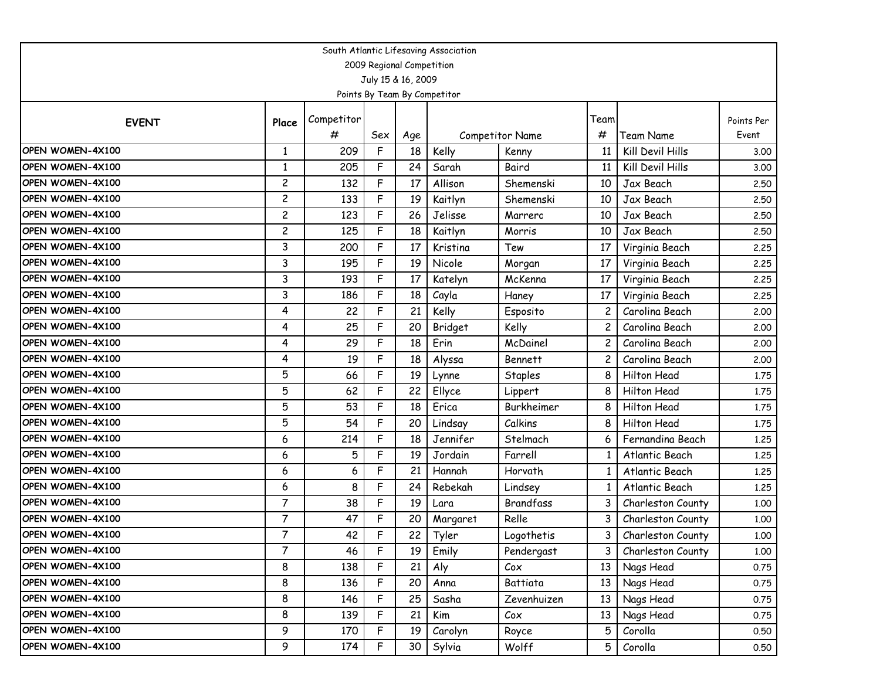South Atlantic Lifesaving Association

2009 Regional Competition

July 15 & 16, 2009

Points By Team By Competitor

| EVENT | Place | Competitor # | Sex | Age | Competitor Name | | Team # | Team Name | Points Per Event |
|---|---|---|---|---|---|---|---|---|---|
| OPEN WOMEN-4X100 | 1 | 209 | F | 18 | Kelly | Kenny | 11 | Kill Devil Hills | 3.00 |
| OPEN WOMEN-4X100 | 1 | 205 | F | 24 | Sarah | Baird | 11 | Kill Devil Hills | 3.00 |
| OPEN WOMEN-4X100 | 2 | 132 | F | 17 | Allison | Shemenski | 10 | Jax Beach | 2.50 |
| OPEN WOMEN-4X100 | 2 | 133 | F | 19 | Kaitlyn | Shemenski | 10 | Jax Beach | 2.50 |
| OPEN WOMEN-4X100 | 2 | 123 | F | 26 | Jelisse | Marrerc | 10 | Jax Beach | 2.50 |
| OPEN WOMEN-4X100 | 2 | 125 | F | 18 | Kaitlyn | Morris | 10 | Jax Beach | 2.50 |
| OPEN WOMEN-4X100 | 3 | 200 | F | 17 | Kristina | Tew | 17 | Virginia Beach | 2.25 |
| OPEN WOMEN-4X100 | 3 | 195 | F | 19 | Nicole | Morgan | 17 | Virginia Beach | 2.25 |
| OPEN WOMEN-4X100 | 3 | 193 | F | 17 | Katelyn | McKenna | 17 | Virginia Beach | 2.25 |
| OPEN WOMEN-4X100 | 3 | 186 | F | 18 | Cayla | Haney | 17 | Virginia Beach | 2.25 |
| OPEN WOMEN-4X100 | 4 | 22 | F | 21 | Kelly | Esposito | 2 | Carolina Beach | 2.00 |
| OPEN WOMEN-4X100 | 4 | 25 | F | 20 | Bridget | Kelly | 2 | Carolina Beach | 2.00 |
| OPEN WOMEN-4X100 | 4 | 29 | F | 18 | Erin | McDainel | 2 | Carolina Beach | 2.00 |
| OPEN WOMEN-4X100 | 4 | 19 | F | 18 | Alyssa | Bennett | 2 | Carolina Beach | 2.00 |
| OPEN WOMEN-4X100 | 5 | 66 | F | 19 | Lynne | Staples | 8 | Hilton Head | 1.75 |
| OPEN WOMEN-4X100 | 5 | 62 | F | 22 | Ellyce | Lippert | 8 | Hilton Head | 1.75 |
| OPEN WOMEN-4X100 | 5 | 53 | F | 18 | Erica | Burkheimer | 8 | Hilton Head | 1.75 |
| OPEN WOMEN-4X100 | 5 | 54 | F | 20 | Lindsay | Calkins | 8 | Hilton Head | 1.75 |
| OPEN WOMEN-4X100 | 6 | 214 | F | 18 | Jennifer | Stelmach | 6 | Fernandina Beach | 1.25 |
| OPEN WOMEN-4X100 | 6 | 5 | F | 19 | Jordain | Farrell | 1 | Atlantic Beach | 1.25 |
| OPEN WOMEN-4X100 | 6 | 6 | F | 21 | Hannah | Horvath | 1 | Atlantic Beach | 1.25 |
| OPEN WOMEN-4X100 | 6 | 8 | F | 24 | Rebekah | Lindsey | 1 | Atlantic Beach | 1.25 |
| OPEN WOMEN-4X100 | 7 | 38 | F | 19 | Lara | Brandfass | 3 | Charleston County | 1.00 |
| OPEN WOMEN-4X100 | 7 | 47 | F | 20 | Margaret | Relle | 3 | Charleston County | 1.00 |
| OPEN WOMEN-4X100 | 7 | 42 | F | 22 | Tyler | Logothetis | 3 | Charleston County | 1.00 |
| OPEN WOMEN-4X100 | 7 | 46 | F | 19 | Emily | Pendergast | 3 | Charleston County | 1.00 |
| OPEN WOMEN-4X100 | 8 | 138 | F | 21 | Aly | Cox | 13 | Nags Head | 0.75 |
| OPEN WOMEN-4X100 | 8 | 136 | F | 20 | Anna | Battiata | 13 | Nags Head | 0.75 |
| OPEN WOMEN-4X100 | 8 | 146 | F | 25 | Sasha | Zevenhuizen | 13 | Nags Head | 0.75 |
| OPEN WOMEN-4X100 | 8 | 139 | F | 21 | Kim | Cox | 13 | Nags Head | 0.75 |
| OPEN WOMEN-4X100 | 9 | 170 | F | 19 | Carolyn | Royce | 5 | Corolla | 0.50 |
| OPEN WOMEN-4X100 | 9 | 174 | F | 30 | Sylvia | Wolff | 5 | Corolla | 0.50 |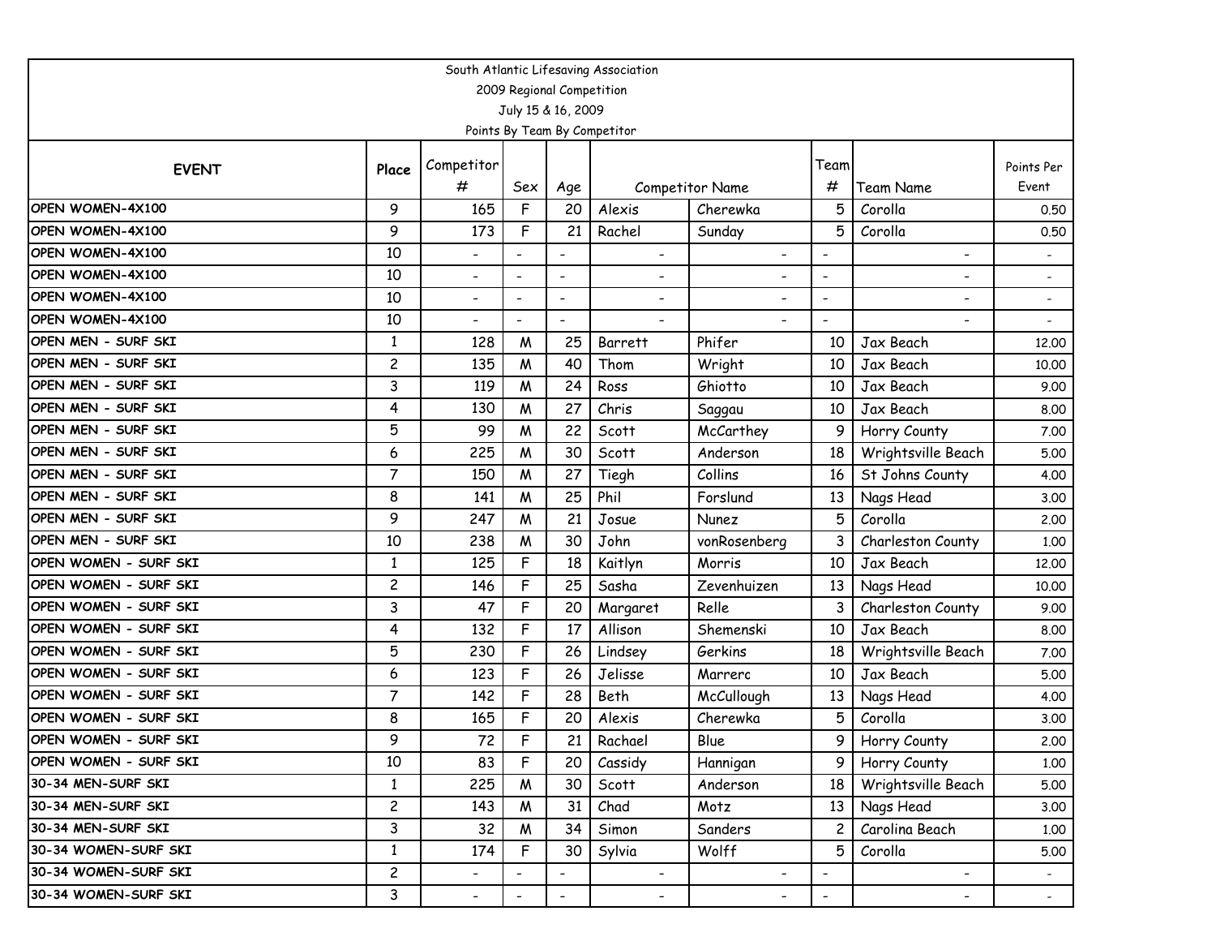South Atlantic Lifesaving Association

2009 Regional Competition

July 15 & 16, 2009

Points By Team By Competitor

| EVENT | Place | Competitor # | Sex | Age | Competitor Name | | Team # | Team Name | Points Per Event |
|---|---|---|---|---|---|---|---|---|---|
| OPEN WOMEN-4X100 | 9 | 165 | F | 20 | Alexis | Cherewka | 5 | Corolla | 0.50 |
| OPEN WOMEN-4X100 | 9 | 173 | F | 21 | Rachel | Sunday | 5 | Corolla | 0.50 |
| OPEN WOMEN-4X100 | 10 | - | - | - | - | - | - | - | - |
| OPEN WOMEN-4X100 | 10 | - | - | - | - | - | - | - | - |
| OPEN WOMEN-4X100 | 10 | - | - | - | - | - | - | - | - |
| OPEN WOMEN-4X100 | 10 | - | - | - | - | - | - | - | - |
| OPEN MEN - SURF SKI | 1 | 128 | M | 25 | Barrett | Phifer | 10 | Jax Beach | 12.00 |
| OPEN MEN - SURF SKI | 2 | 135 | M | 40 | Thom | Wright | 10 | Jax Beach | 10.00 |
| OPEN MEN - SURF SKI | 3 | 119 | M | 24 | Ross | Ghiotto | 10 | Jax Beach | 9.00 |
| OPEN MEN - SURF SKI | 4 | 130 | M | 27 | Chris | Saggau | 10 | Jax Beach | 8.00 |
| OPEN MEN - SURF SKI | 5 | 99 | M | 22 | Scott | McCarthey | 9 | Horry County | 7.00 |
| OPEN MEN - SURF SKI | 6 | 225 | M | 30 | Scott | Anderson | 18 | Wrightsville Beach | 5.00 |
| OPEN MEN - SURF SKI | 7 | 150 | M | 27 | Tiegh | Collins | 16 | St Johns County | 4.00 |
| OPEN MEN - SURF SKI | 8 | 141 | M | 25 | Phil | Forslund | 13 | Nags Head | 3.00 |
| OPEN MEN - SURF SKI | 9 | 247 | M | 21 | Josue | Nunez | 5 | Corolla | 2.00 |
| OPEN MEN - SURF SKI | 10 | 238 | M | 30 | John | vonRosenberg | 3 | Charleston County | 1.00 |
| OPEN WOMEN - SURF SKI | 1 | 125 | F | 18 | Kaitlyn | Morris | 10 | Jax Beach | 12.00 |
| OPEN WOMEN - SURF SKI | 2 | 146 | F | 25 | Sasha | Zevenhuizen | 13 | Nags Head | 10.00 |
| OPEN WOMEN - SURF SKI | 3 | 47 | F | 20 | Margaret | Relle | 3 | Charleston County | 9.00 |
| OPEN WOMEN - SURF SKI | 4 | 132 | F | 17 | Allison | Shemenski | 10 | Jax Beach | 8.00 |
| OPEN WOMEN - SURF SKI | 5 | 230 | F | 26 | Lindsey | Gerkins | 18 | Wrightsville Beach | 7.00 |
| OPEN WOMEN - SURF SKI | 6 | 123 | F | 26 | Jelisse | Marrerc | 10 | Jax Beach | 5.00 |
| OPEN WOMEN - SURF SKI | 7 | 142 | F | 28 | Beth | McCullough | 13 | Nags Head | 4.00 |
| OPEN WOMEN - SURF SKI | 8 | 165 | F | 20 | Alexis | Cherewka | 5 | Corolla | 3.00 |
| OPEN WOMEN - SURF SKI | 9 | 72 | F | 21 | Rachael | Blue | 9 | Horry County | 2.00 |
| OPEN WOMEN - SURF SKI | 10 | 83 | F | 20 | Cassidy | Hannigan | 9 | Horry County | 1.00 |
| 30-34 MEN-SURF SKI | 1 | 225 | M | 30 | Scott | Anderson | 18 | Wrightsville Beach | 5.00 |
| 30-34 MEN-SURF SKI | 2 | 143 | M | 31 | Chad | Motz | 13 | Nags Head | 3.00 |
| 30-34 MEN-SURF SKI | 3 | 32 | M | 34 | Simon | Sanders | 2 | Carolina Beach | 1.00 |
| 30-34 WOMEN-SURF SKI | 1 | 174 | F | 30 | Sylvia | Wolff | 5 | Corolla | 5.00 |
| 30-34 WOMEN-SURF SKI | 2 | - | - | - | - | - | - | - | - |
| 30-34 WOMEN-SURF SKI | 3 | - | - | - | - | - | - | - | - |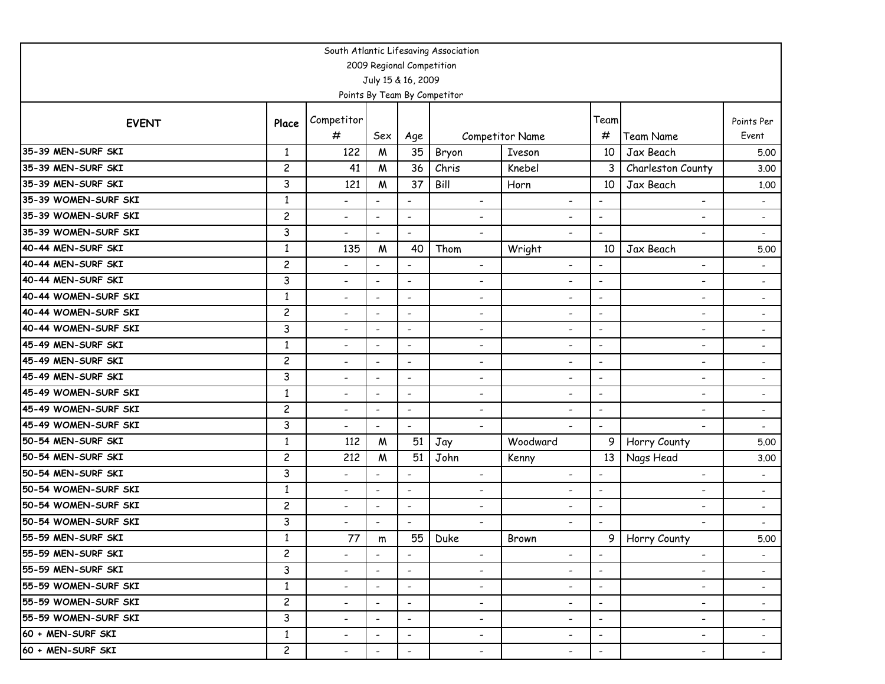South Atlantic Lifesaving Association
2009 Regional Competition
July 15 & 16, 2009
Points By Team By Competitor

| EVENT | Place | Competitor # | Sex | Age | Competitor Name | | Team # | Team Name | Points Per Event |
|---|---|---|---|---|---|---|---|---|---|
| 35-39 MEN-SURF SKI | 1 | 122 | M | 35 | Bryon | Iveson | 10 | Jax Beach | 5.00 |
| 35-39 MEN-SURF SKI | 2 | 41 | M | 36 | Chris | Knebel | 3 | Charleston County | 3.00 |
| 35-39 MEN-SURF SKI | 3 | 121 | M | 37 | Bill | Horn | 10 | Jax Beach | 1.00 |
| 35-39 WOMEN-SURF SKI | 1 | - | - | - | - | - | - | - | - |
| 35-39 WOMEN-SURF SKI | 2 | - | - | - | - | - | - | - | - |
| 35-39 WOMEN-SURF SKI | 3 | - | - | - | - | - | - | - | - |
| 40-44 MEN-SURF SKI | 1 | 135 | M | 40 | Thom | Wright | 10 | Jax Beach | 5.00 |
| 40-44 MEN-SURF SKI | 2 | - | - | - | - | - | - | - | - |
| 40-44 MEN-SURF SKI | 3 | - | - | - | - | - | - | - | - |
| 40-44 WOMEN-SURF SKI | 1 | - | - | - | - | - | - | - | - |
| 40-44 WOMEN-SURF SKI | 2 | - | - | - | - | - | - | - | - |
| 40-44 WOMEN-SURF SKI | 3 | - | - | - | - | - | - | - | - |
| 45-49 MEN-SURF SKI | 1 | - | - | - | - | - | - | - | - |
| 45-49 MEN-SURF SKI | 2 | - | - | - | - | - | - | - | - |
| 45-49 MEN-SURF SKI | 3 | - | - | - | - | - | - | - | - |
| 45-49 WOMEN-SURF SKI | 1 | - | - | - | - | - | - | - | - |
| 45-49 WOMEN-SURF SKI | 2 | - | - | - | - | - | - | - | - |
| 45-49 WOMEN-SURF SKI | 3 | - | - | - | - | - | - | - | - |
| 50-54 MEN-SURF SKI | 1 | 112 | M | 51 | Jay | Woodward | 9 | Horry County | 5.00 |
| 50-54 MEN-SURF SKI | 2 | 212 | M | 51 | John | Kenny | 13 | Nags Head | 3.00 |
| 50-54 MEN-SURF SKI | 3 | - | - | - | - | - | - | - | - |
| 50-54 WOMEN-SURF SKI | 1 | - | - | - | - | - | - | - | - |
| 50-54 WOMEN-SURF SKI | 2 | - | - | - | - | - | - | - | - |
| 50-54 WOMEN-SURF SKI | 3 | - | - | - | - | - | - | - | - |
| 55-59 MEN-SURF SKI | 1 | 77 | m | 55 | Duke | Brown | 9 | Horry County | 5.00 |
| 55-59 MEN-SURF SKI | 2 | - | - | - | - | - | - | - | - |
| 55-59 MEN-SURF SKI | 3 | - | - | - | - | - | - | - | - |
| 55-59 WOMEN-SURF SKI | 1 | - | - | - | - | - | - | - | - |
| 55-59 WOMEN-SURF SKI | 2 | - | - | - | - | - | - | - | - |
| 55-59 WOMEN-SURF SKI | 3 | - | - | - | - | - | - | - | - |
| 60 + MEN-SURF SKI | 1 | - | - | - | - | - | - | - | - |
| 60 + MEN-SURF SKI | 2 | - | - | - | - | - | - | - | - |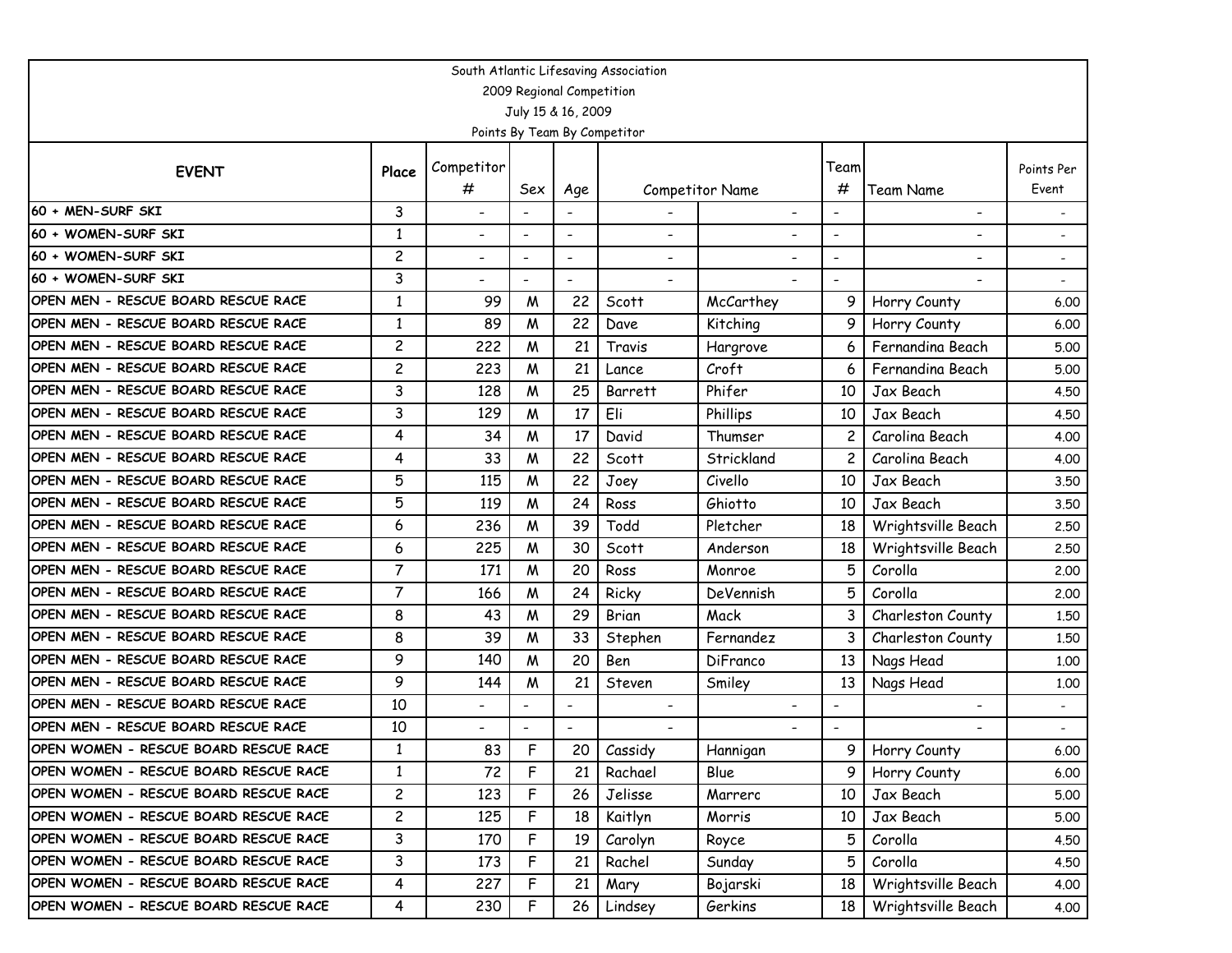South Atlantic Lifesaving Association

2009 Regional Competition

July 15 & 16, 2009

Points By Team By Competitor

| EVENT | Place | Competitor # | Sex | Age | Competitor Name | | Team # | Team Name | Points Per Event |
|---|---|---|---|---|---|---|---|---|---|
| 60 + MEN-SURF SKI | 3 | - | - | - | - | - | - | - | - |
| 60 + WOMEN-SURF SKI | 1 | - | - | - | - | - | - | - | - |
| 60 + WOMEN-SURF SKI | 2 | - | - | - | - | - | - | - | - |
| 60 + WOMEN-SURF SKI | 3 | - | - | - | - | - | - | - | - |
| OPEN MEN - RESCUE BOARD RESCUE RACE | 1 | 99 | M | 22 | Scott | McCarthey | 9 | Horry County | 6.00 |
| OPEN MEN - RESCUE BOARD RESCUE RACE | 1 | 89 | M | 22 | Dave | Kitching | 9 | Horry County | 6.00 |
| OPEN MEN - RESCUE BOARD RESCUE RACE | 2 | 222 | M | 21 | Travis | Hargrove | 6 | Fernandina Beach | 5.00 |
| OPEN MEN - RESCUE BOARD RESCUE RACE | 2 | 223 | M | 21 | Lance | Croft | 6 | Fernandina Beach | 5.00 |
| OPEN MEN - RESCUE BOARD RESCUE RACE | 3 | 128 | M | 25 | Barrett | Phifer | 10 | Jax Beach | 4.50 |
| OPEN MEN - RESCUE BOARD RESCUE RACE | 3 | 129 | M | 17 | Eli | Phillips | 10 | Jax Beach | 4.50 |
| OPEN MEN - RESCUE BOARD RESCUE RACE | 4 | 34 | M | 17 | David | Thumser | 2 | Carolina Beach | 4.00 |
| OPEN MEN - RESCUE BOARD RESCUE RACE | 4 | 33 | M | 22 | Scott | Strickland | 2 | Carolina Beach | 4.00 |
| OPEN MEN - RESCUE BOARD RESCUE RACE | 5 | 115 | M | 22 | Joey | Civello | 10 | Jax Beach | 3.50 |
| OPEN MEN - RESCUE BOARD RESCUE RACE | 5 | 119 | M | 24 | Ross | Ghiotto | 10 | Jax Beach | 3.50 |
| OPEN MEN - RESCUE BOARD RESCUE RACE | 6 | 236 | M | 39 | Todd | Pletcher | 18 | Wrightsville Beach | 2.50 |
| OPEN MEN - RESCUE BOARD RESCUE RACE | 6 | 225 | M | 30 | Scott | Anderson | 18 | Wrightsville Beach | 2.50 |
| OPEN MEN - RESCUE BOARD RESCUE RACE | 7 | 171 | M | 20 | Ross | Monroe | 5 | Corolla | 2.00 |
| OPEN MEN - RESCUE BOARD RESCUE RACE | 7 | 166 | M | 24 | Ricky | DeVennish | 5 | Corolla | 2.00 |
| OPEN MEN - RESCUE BOARD RESCUE RACE | 8 | 43 | M | 29 | Brian | Mack | 3 | Charleston County | 1.50 |
| OPEN MEN - RESCUE BOARD RESCUE RACE | 8 | 39 | M | 33 | Stephen | Fernandez | 3 | Charleston County | 1.50 |
| OPEN MEN - RESCUE BOARD RESCUE RACE | 9 | 140 | M | 20 | Ben | DiFranco | 13 | Nags Head | 1.00 |
| OPEN MEN - RESCUE BOARD RESCUE RACE | 9 | 144 | M | 21 | Steven | Smiley | 13 | Nags Head | 1.00 |
| OPEN MEN - RESCUE BOARD RESCUE RACE | 10 | - | - | - | - | - | - | - | - |
| OPEN MEN - RESCUE BOARD RESCUE RACE | 10 | - | - | - | - | - | - | - | - |
| OPEN WOMEN - RESCUE BOARD RESCUE RACE | 1 | 83 | F | 20 | Cassidy | Hannigan | 9 | Horry County | 6.00 |
| OPEN WOMEN - RESCUE BOARD RESCUE RACE | 1 | 72 | F | 21 | Rachael | Blue | 9 | Horry County | 6.00 |
| OPEN WOMEN - RESCUE BOARD RESCUE RACE | 2 | 123 | F | 26 | Jelisse | Marrerc | 10 | Jax Beach | 5.00 |
| OPEN WOMEN - RESCUE BOARD RESCUE RACE | 2 | 125 | F | 18 | Kaitlyn | Morris | 10 | Jax Beach | 5.00 |
| OPEN WOMEN - RESCUE BOARD RESCUE RACE | 3 | 170 | F | 19 | Carolyn | Royce | 5 | Corolla | 4.50 |
| OPEN WOMEN - RESCUE BOARD RESCUE RACE | 3 | 173 | F | 21 | Rachel | Sunday | 5 | Corolla | 4.50 |
| OPEN WOMEN - RESCUE BOARD RESCUE RACE | 4 | 227 | F | 21 | Mary | Bojarski | 18 | Wrightsville Beach | 4.00 |
| OPEN WOMEN - RESCUE BOARD RESCUE RACE | 4 | 230 | F | 26 | Lindsey | Gerkins | 18 | Wrightsville Beach | 4.00 |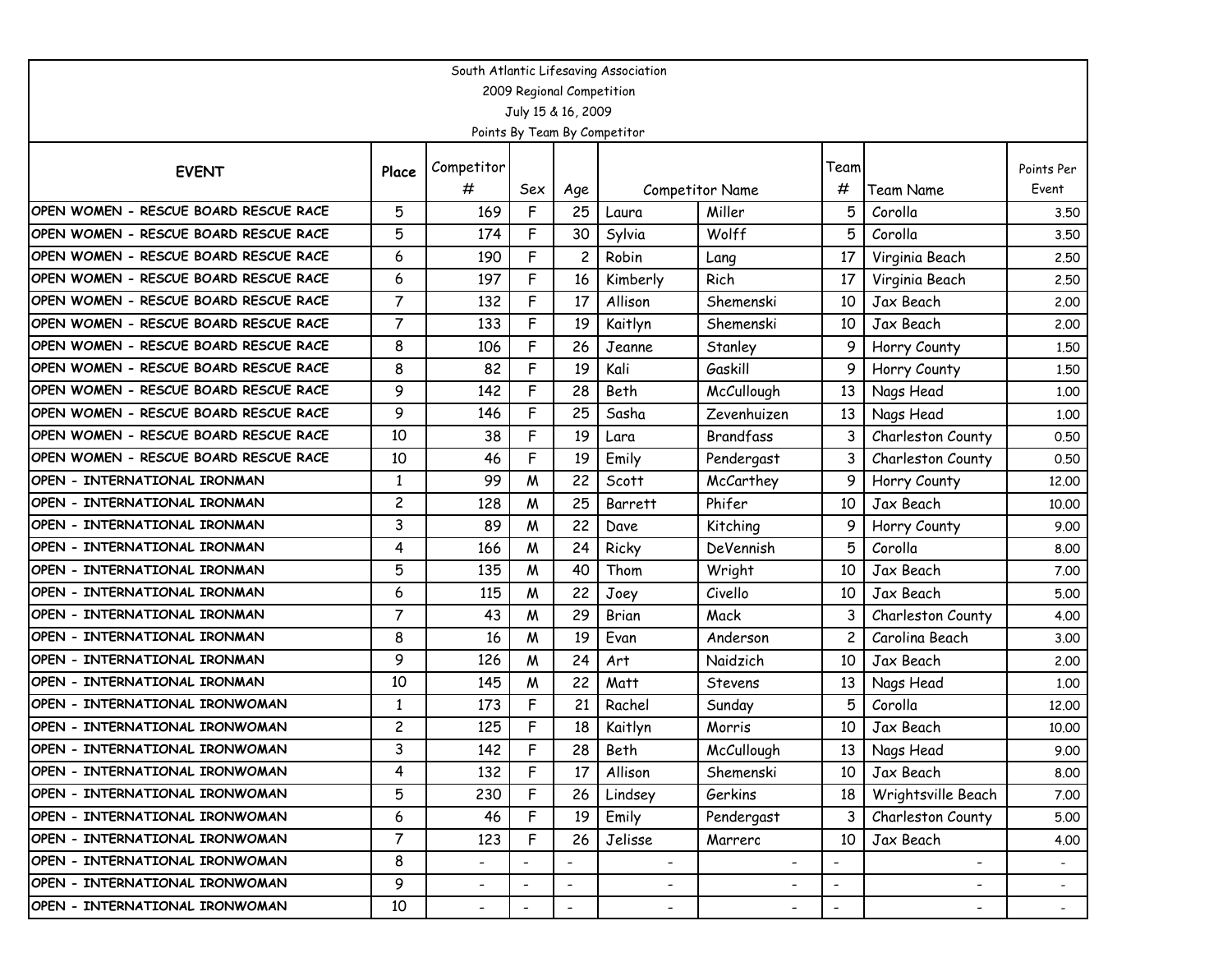South Atlantic Lifesaving Association
2009 Regional Competition
July 15 & 16, 2009
Points By Team By Competitor

| EVENT | Place | Competitor # | Sex | Age | Competitor Name | | Team # | Team Name | Points Per Event |
|---|---|---|---|---|---|---|---|---|---|
| OPEN WOMEN - RESCUE BOARD RESCUE RACE | 5 | 169 | F | 25 | Laura | Miller | 5 | Corolla | 3.50 |
| OPEN WOMEN - RESCUE BOARD RESCUE RACE | 5 | 174 | F | 30 | Sylvia | Wolff | 5 | Corolla | 3.50 |
| OPEN WOMEN - RESCUE BOARD RESCUE RACE | 6 | 190 | F | 2 | Robin | Lang | 17 | Virginia Beach | 2.50 |
| OPEN WOMEN - RESCUE BOARD RESCUE RACE | 6 | 197 | F | 16 | Kimberly | Rich | 17 | Virginia Beach | 2.50 |
| OPEN WOMEN - RESCUE BOARD RESCUE RACE | 7 | 132 | F | 17 | Allison | Shemenski | 10 | Jax Beach | 2.00 |
| OPEN WOMEN - RESCUE BOARD RESCUE RACE | 7 | 133 | F | 19 | Kaitlyn | Shemenski | 10 | Jax Beach | 2.00 |
| OPEN WOMEN - RESCUE BOARD RESCUE RACE | 8 | 106 | F | 26 | Jeanne | Stanley | 9 | Horry County | 1.50 |
| OPEN WOMEN - RESCUE BOARD RESCUE RACE | 8 | 82 | F | 19 | Kali | Gaskill | 9 | Horry County | 1.50 |
| OPEN WOMEN - RESCUE BOARD RESCUE RACE | 9 | 142 | F | 28 | Beth | McCullough | 13 | Nags Head | 1.00 |
| OPEN WOMEN - RESCUE BOARD RESCUE RACE | 9 | 146 | F | 25 | Sasha | Zevenhuizen | 13 | Nags Head | 1.00 |
| OPEN WOMEN - RESCUE BOARD RESCUE RACE | 10 | 38 | F | 19 | Lara | Brandfass | 3 | Charleston County | 0.50 |
| OPEN WOMEN - RESCUE BOARD RESCUE RACE | 10 | 46 | F | 19 | Emily | Pendergast | 3 | Charleston County | 0.50 |
| OPEN - INTERNATIONAL IRONMAN | 1 | 99 | M | 22 | Scott | McCarthey | 9 | Horry County | 12.00 |
| OPEN - INTERNATIONAL IRONMAN | 2 | 128 | M | 25 | Barrett | Phifer | 10 | Jax Beach | 10.00 |
| OPEN - INTERNATIONAL IRONMAN | 3 | 89 | M | 22 | Dave | Kitching | 9 | Horry County | 9.00 |
| OPEN - INTERNATIONAL IRONMAN | 4 | 166 | M | 24 | Ricky | DeVennish | 5 | Corolla | 8.00 |
| OPEN - INTERNATIONAL IRONMAN | 5 | 135 | M | 40 | Thom | Wright | 10 | Jax Beach | 7.00 |
| OPEN - INTERNATIONAL IRONMAN | 6 | 115 | M | 22 | Joey | Civello | 10 | Jax Beach | 5.00 |
| OPEN - INTERNATIONAL IRONMAN | 7 | 43 | M | 29 | Brian | Mack | 3 | Charleston County | 4.00 |
| OPEN - INTERNATIONAL IRONMAN | 8 | 16 | M | 19 | Evan | Anderson | 2 | Carolina Beach | 3.00 |
| OPEN - INTERNATIONAL IRONMAN | 9 | 126 | M | 24 | Art | Naidzich | 10 | Jax Beach | 2.00 |
| OPEN - INTERNATIONAL IRONMAN | 10 | 145 | M | 22 | Matt | Stevens | 13 | Nags Head | 1.00 |
| OPEN - INTERNATIONAL IRONWOMAN | 1 | 173 | F | 21 | Rachel | Sunday | 5 | Corolla | 12.00 |
| OPEN - INTERNATIONAL IRONWOMAN | 2 | 125 | F | 18 | Kaitlyn | Morris | 10 | Jax Beach | 10.00 |
| OPEN - INTERNATIONAL IRONWOMAN | 3 | 142 | F | 28 | Beth | McCullough | 13 | Nags Head | 9.00 |
| OPEN - INTERNATIONAL IRONWOMAN | 4 | 132 | F | 17 | Allison | Shemenski | 10 | Jax Beach | 8.00 |
| OPEN - INTERNATIONAL IRONWOMAN | 5 | 230 | F | 26 | Lindsey | Gerkins | 18 | Wrightsville Beach | 7.00 |
| OPEN - INTERNATIONAL IRONWOMAN | 6 | 46 | F | 19 | Emily | Pendergast | 3 | Charleston County | 5.00 |
| OPEN - INTERNATIONAL IRONWOMAN | 7 | 123 | F | 26 | Jelisse | Marrerc | 10 | Jax Beach | 4.00 |
| OPEN - INTERNATIONAL IRONWOMAN | 8 | - | - | - | - | - | - | - | - |
| OPEN - INTERNATIONAL IRONWOMAN | 9 | - | - | - | - | - | - | - | - |
| OPEN - INTERNATIONAL IRONWOMAN | 10 | - | - | - | - | - | - | - | - |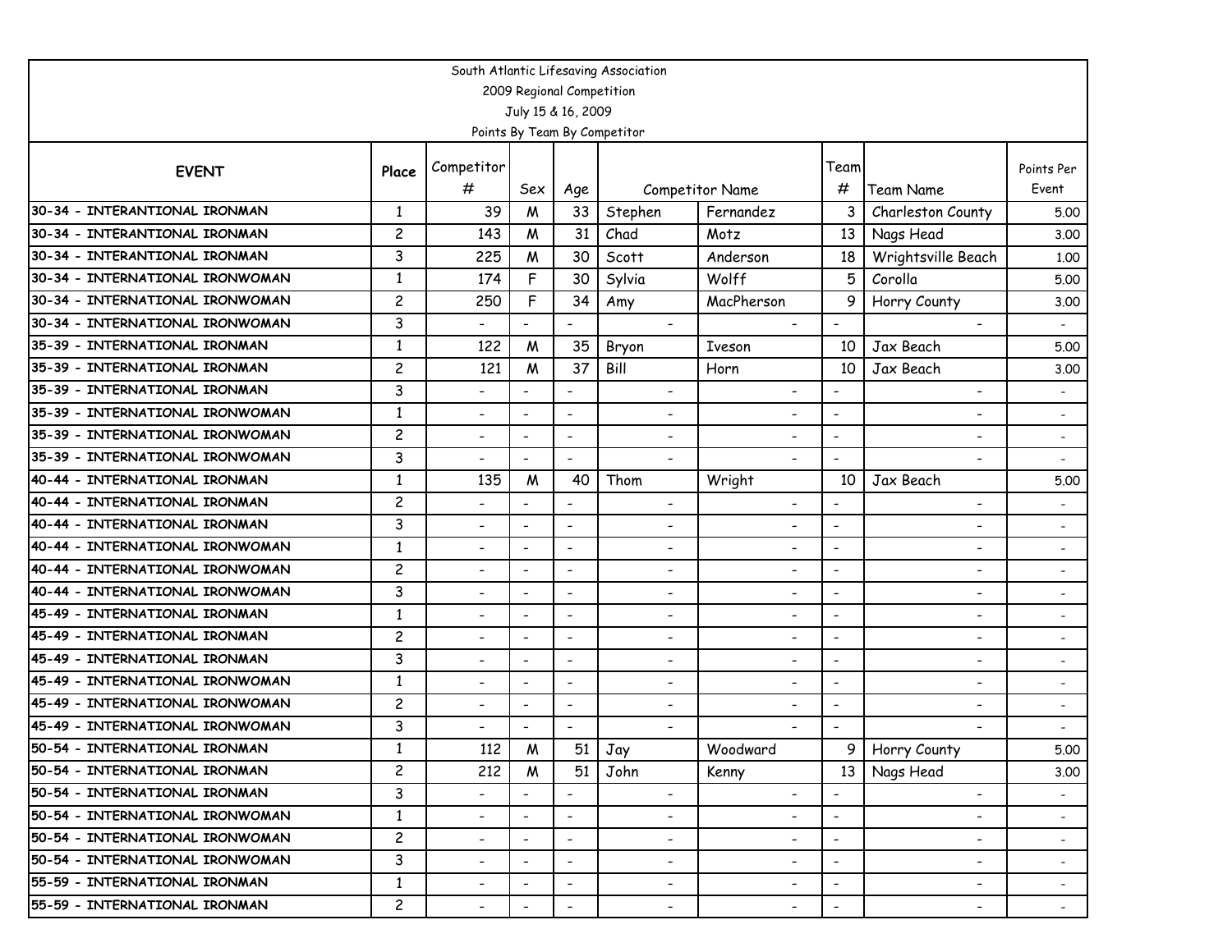South Atlantic Lifesaving Association

2009 Regional Competition

July 15 & 16, 2009

Points By Team By Competitor

| EVENT | Place | Competitor # | Sex | Age | Competitor Name | | Team # | Team Name | Points Per Event |
|---|---|---|---|---|---|---|---|---|---|
| 30-34 - INTERANTIONAL IRONMAN | 1 | 39 | M | 33 | Stephen | Fernandez | 3 | Charleston County | 5.00 |
| 30-34 - INTERANTIONAL IRONMAN | 2 | 143 | M | 31 | Chad | Motz | 13 | Nags Head | 3.00 |
| 30-34 - INTERANTIONAL IRONMAN | 3 | 225 | M | 30 | Scott | Anderson | 18 | Wrightsville Beach | 1.00 |
| 30-34 - INTERNATIONAL IRONWOMAN | 1 | 174 | F | 30 | Sylvia | Wolff | 5 | Corolla | 5.00 |
| 30-34 - INTERNATIONAL IRONWOMAN | 2 | 250 | F | 34 | Amy | MacPherson | 9 | Horry County | 3.00 |
| 30-34 - INTERNATIONAL IRONWOMAN | 3 | - | - | - | - | - | - | - | - |
| 35-39 - INTERNATIONAL IRONMAN | 1 | 122 | M | 35 | Bryon | Iveson | 10 | Jax Beach | 5.00 |
| 35-39 - INTERNATIONAL IRONMAN | 2 | 121 | M | 37 | Bill | Horn | 10 | Jax Beach | 3.00 |
| 35-39 - INTERNATIONAL IRONMAN | 3 | - | - | - | - | - | - | - | - |
| 35-39 - INTERNATIONAL IRONWOMAN | 1 | - | - | - | - | - | - | - | - |
| 35-39 - INTERNATIONAL IRONWOMAN | 2 | - | - | - | - | - | - | - | - |
| 35-39 - INTERNATIONAL IRONWOMAN | 3 | - | - | - | - | - | - | - | - |
| 40-44 - INTERNATIONAL IRONMAN | 1 | 135 | M | 40 | Thom | Wright | 10 | Jax Beach | 5.00 |
| 40-44 - INTERNATIONAL IRONMAN | 2 | - | - | - | - | - | - | - | - |
| 40-44 - INTERNATIONAL IRONMAN | 3 | - | - | - | - | - | - | - | - |
| 40-44 - INTERNATIONAL IRONWOMAN | 1 | - | - | - | - | - | - | - | - |
| 40-44 - INTERNATIONAL IRONWOMAN | 2 | - | - | - | - | - | - | - | - |
| 40-44 - INTERNATIONAL IRONWOMAN | 3 | - | - | - | - | - | - | - | - |
| 45-49 - INTERNATIONAL IRONMAN | 1 | - | - | - | - | - | - | - | - |
| 45-49 - INTERNATIONAL IRONMAN | 2 | - | - | - | - | - | - | - | - |
| 45-49 - INTERNATIONAL IRONMAN | 3 | - | - | - | - | - | - | - | - |
| 45-49 - INTERNATIONAL IRONWOMAN | 1 | - | - | - | - | - | - | - | - |
| 45-49 - INTERNATIONAL IRONWOMAN | 2 | - | - | - | - | - | - | - | - |
| 45-49 - INTERNATIONAL IRONWOMAN | 3 | - | - | - | - | - | - | - | - |
| 50-54 - INTERNATIONAL IRONMAN | 1 | 112 | M | 51 | Jay | Woodward | 9 | Horry County | 5.00 |
| 50-54 - INTERNATIONAL IRONMAN | 2 | 212 | M | 51 | John | Kenny | 13 | Nags Head | 3.00 |
| 50-54 - INTERNATIONAL IRONMAN | 3 | - | - | - | - | - | - | - | - |
| 50-54 - INTERNATIONAL IRONWOMAN | 1 | - | - | - | - | - | - | - | - |
| 50-54 - INTERNATIONAL IRONWOMAN | 2 | - | - | - | - | - | - | - | - |
| 50-54 - INTERNATIONAL IRONWOMAN | 3 | - | - | - | - | - | - | - | - |
| 55-59 - INTERNATIONAL IRONMAN | 1 | - | - | - | - | - | - | - | - |
| 55-59 - INTERNATIONAL IRONMAN | 2 | - | - | - | - | - | - | - | - |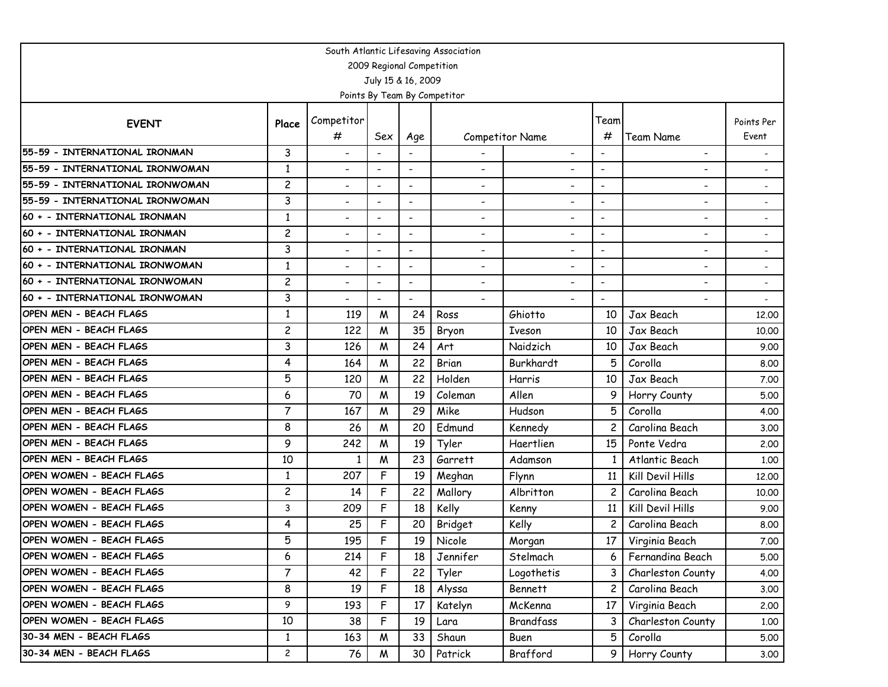South Atlantic Lifesaving Association

2009 Regional Competition

July 15 & 16, 2009

Points By Team By Competitor

| EVENT | Place | Competitor # | Sex | Age | Competitor Name | | Team # | Team Name | Points Per Event |
|---|---|---|---|---|---|---|---|---|---|
| 55-59 - INTERNATIONAL IRONMAN | 3 | - | - | - | - | - | - | - | - |
| 55-59 - INTERNATIONAL IRONWOMAN | 1 | - | - | - | - | - | - | - | - |
| 55-59 - INTERNATIONAL IRONWOMAN | 2 | - | - | - | - | - | - | - | - |
| 55-59 - INTERNATIONAL IRONWOMAN | 3 | - | - | - | - | - | - | - | - |
| 60 + - INTERNATIONAL IRONMAN | 1 | - | - | - | - | - | - | - | - |
| 60 + - INTERNATIONAL IRONMAN | 2 | - | - | - | - | - | - | - | - |
| 60 + - INTERNATIONAL IRONMAN | 3 | - | - | - | - | - | - | - | - |
| 60 + - INTERNATIONAL IRONWOMAN | 1 | - | - | - | - | - | - | - | - |
| 60 + - INTERNATIONAL IRONWOMAN | 2 | - | - | - | - | - | - | - | - |
| 60 + - INTERNATIONAL IRONWOMAN | 3 | - | - | - | - | - | - | - | - |
| OPEN MEN - BEACH FLAGS | 1 | 119 | M | 24 | Ross | Ghiotto | 10 | Jax Beach | 12.00 |
| OPEN MEN - BEACH FLAGS | 2 | 122 | M | 35 | Bryon | Iveson | 10 | Jax Beach | 10.00 |
| OPEN MEN - BEACH FLAGS | 3 | 126 | M | 24 | Art | Naidzich | 10 | Jax Beach | 9.00 |
| OPEN MEN - BEACH FLAGS | 4 | 164 | M | 22 | Brian | Burkhardt | 5 | Corolla | 8.00 |
| OPEN MEN - BEACH FLAGS | 5 | 120 | M | 22 | Holden | Harris | 10 | Jax Beach | 7.00 |
| OPEN MEN - BEACH FLAGS | 6 | 70 | M | 19 | Coleman | Allen | 9 | Horry County | 5.00 |
| OPEN MEN - BEACH FLAGS | 7 | 167 | M | 29 | Mike | Hudson | 5 | Corolla | 4.00 |
| OPEN MEN - BEACH FLAGS | 8 | 26 | M | 20 | Edmund | Kennedy | 2 | Carolina Beach | 3.00 |
| OPEN MEN - BEACH FLAGS | 9 | 242 | M | 19 | Tyler | Haertlien | 15 | Ponte Vedra | 2.00 |
| OPEN MEN - BEACH FLAGS | 10 | 1 | M | 23 | Garrett | Adamson | 1 | Atlantic Beach | 1.00 |
| OPEN WOMEN - BEACH FLAGS | 1 | 207 | F | 19 | Meghan | Flynn | 11 | Kill Devil Hills | 12.00 |
| OPEN WOMEN - BEACH FLAGS | 2 | 14 | F | 22 | Mallory | Albritton | 2 | Carolina Beach | 10.00 |
| OPEN WOMEN - BEACH FLAGS | 3 | 209 | F | 18 | Kelly | Kenny | 11 | Kill Devil Hills | 9.00 |
| OPEN WOMEN - BEACH FLAGS | 4 | 25 | F | 20 | Bridget | Kelly | 2 | Carolina Beach | 8.00 |
| OPEN WOMEN - BEACH FLAGS | 5 | 195 | F | 19 | Nicole | Morgan | 17 | Virginia Beach | 7.00 |
| OPEN WOMEN - BEACH FLAGS | 6 | 214 | F | 18 | Jennifer | Stelmach | 6 | Fernandina Beach | 5.00 |
| OPEN WOMEN - BEACH FLAGS | 7 | 42 | F | 22 | Tyler | Logothetis | 3 | Charleston County | 4.00 |
| OPEN WOMEN - BEACH FLAGS | 8 | 19 | F | 18 | Alyssa | Bennett | 2 | Carolina Beach | 3.00 |
| OPEN WOMEN - BEACH FLAGS | 9 | 193 | F | 17 | Katelyn | McKenna | 17 | Virginia Beach | 2.00 |
| OPEN WOMEN - BEACH FLAGS | 10 | 38 | F | 19 | Lara | Brandfass | 3 | Charleston County | 1.00 |
| 30-34 MEN - BEACH FLAGS | 1 | 163 | M | 33 | Shaun | Buen | 5 | Corolla | 5.00 |
| 30-34 MEN - BEACH FLAGS | 2 | 76 | M | 30 | Patrick | Brafford | 9 | Horry County | 3.00 |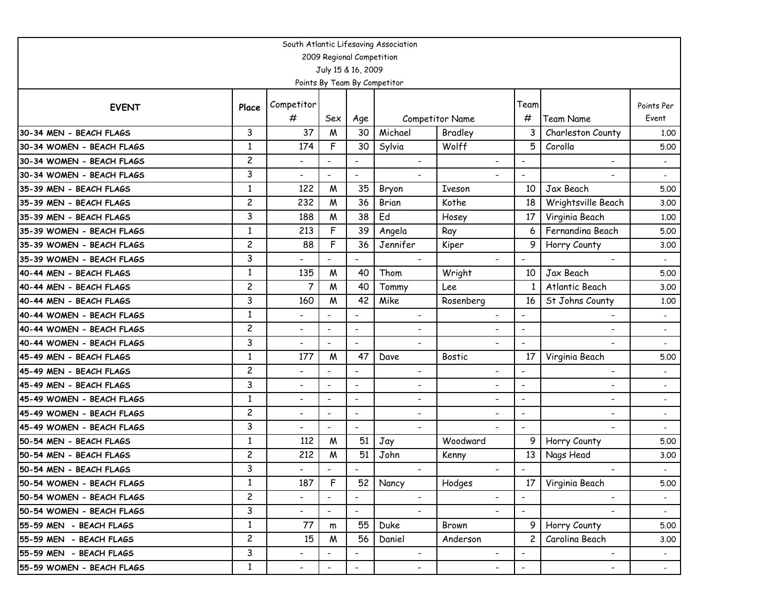South Atlantic Lifesaving Association
2009 Regional Competition
July 15 & 16, 2009
Points By Team By Competitor

| EVENT | Place | Competitor # | Sex | Age | Competitor Name | | Team # | Team Name | Points Per Event |
|---|---|---|---|---|---|---|---|---|---|
| 30-34 MEN - BEACH FLAGS | 3 | 37 | M | 30 | Michael | Bradley | 3 | Charleston County | 1.00 |
| 30-34 WOMEN - BEACH FLAGS | 1 | 174 | F | 30 | Sylvia | Wolff | 5 | Corolla | 5.00 |
| 30-34 WOMEN - BEACH FLAGS | 2 | - | - | - | - | - | - | - | - |
| 30-34 WOMEN - BEACH FLAGS | 3 | - | - | - | - | - | - | - | - |
| 35-39 MEN - BEACH FLAGS | 1 | 122 | M | 35 | Bryon | Iveson | 10 | Jax Beach | 5.00 |
| 35-39 MEN - BEACH FLAGS | 2 | 232 | M | 36 | Brian | Kothe | 18 | Wrightsville Beach | 3.00 |
| 35-39 MEN - BEACH FLAGS | 3 | 188 | M | 38 | Ed | Hosey | 17 | Virginia Beach | 1.00 |
| 35-39 WOMEN - BEACH FLAGS | 1 | 213 | F | 39 | Angela | Ray | 6 | Fernandina Beach | 5.00 |
| 35-39 WOMEN - BEACH FLAGS | 2 | 88 | F | 36 | Jennifer | Kiper | 9 | Horry County | 3.00 |
| 35-39 WOMEN - BEACH FLAGS | 3 | - | - | - | - | - | - | - | - |
| 40-44 MEN - BEACH FLAGS | 1 | 135 | M | 40 | Thom | Wright | 10 | Jax Beach | 5.00 |
| 40-44 MEN - BEACH FLAGS | 2 | 7 | M | 40 | Tommy | Lee | 1 | Atlantic Beach | 3.00 |
| 40-44 MEN - BEACH FLAGS | 3 | 160 | M | 42 | Mike | Rosenberg | 16 | St Johns County | 1.00 |
| 40-44 WOMEN - BEACH FLAGS | 1 | - | - | - | - | - | - | - | - |
| 40-44 WOMEN - BEACH FLAGS | 2 | - | - | - | - | - | - | - | - |
| 40-44 WOMEN - BEACH FLAGS | 3 | - | - | - | - | - | - | - | - |
| 45-49 MEN - BEACH FLAGS | 1 | 177 | M | 47 | Dave | Bostic | 17 | Virginia Beach | 5.00 |
| 45-49 MEN - BEACH FLAGS | 2 | - | - | - | - | - | - | - | - |
| 45-49 MEN - BEACH FLAGS | 3 | - | - | - | - | - | - | - | - |
| 45-49 WOMEN - BEACH FLAGS | 1 | - | - | - | - | - | - | - | - |
| 45-49 WOMEN - BEACH FLAGS | 2 | - | - | - | - | - | - | - | - |
| 45-49 WOMEN - BEACH FLAGS | 3 | - | - | - | - | - | - | - | - |
| 50-54 MEN - BEACH FLAGS | 1 | 112 | M | 51 | Jay | Woodward | 9 | Horry County | 5.00 |
| 50-54 MEN - BEACH FLAGS | 2 | 212 | M | 51 | John | Kenny | 13 | Nags Head | 3.00 |
| 50-54 MEN - BEACH FLAGS | 3 | - | - | - | - | - | - | - | - |
| 50-54 WOMEN - BEACH FLAGS | 1 | 187 | F | 52 | Nancy | Hodges | 17 | Virginia Beach | 5.00 |
| 50-54 WOMEN - BEACH FLAGS | 2 | - | - | - | - | - | - | - | - |
| 50-54 WOMEN - BEACH FLAGS | 3 | - | - | - | - | - | - | - | - |
| 55-59 MEN - BEACH FLAGS | 1 | 77 | m | 55 | Duke | Brown | 9 | Horry County | 5.00 |
| 55-59 MEN - BEACH FLAGS | 2 | 15 | M | 56 | Daniel | Anderson | 2 | Carolina Beach | 3.00 |
| 55-59 MEN - BEACH FLAGS | 3 | - | - | - | - | - | - | - | - |
| 55-59 WOMEN - BEACH FLAGS | 1 | - | - | - | - | - | - | - | - |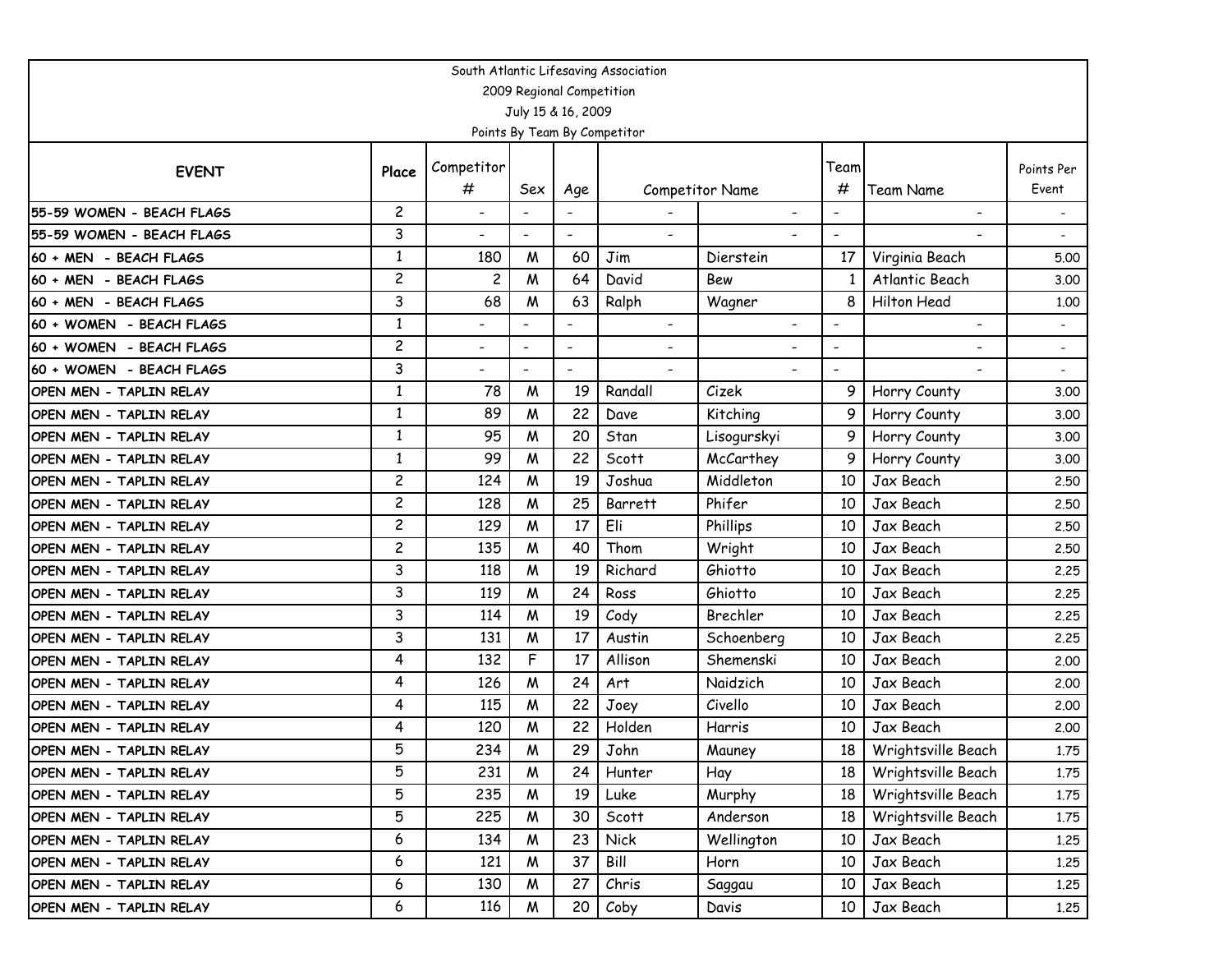South Atlantic Lifesaving Association

2009 Regional Competition

July 15 & 16, 2009

Points By Team By Competitor

| EVENT | Place | Competitor # | Sex | Age | Competitor Name | | Team # | Team Name | Points Per Event |
|---|---|---|---|---|---|---|---|---|---|
| 55-59 WOMEN - BEACH FLAGS | 2 | - | - | - | - | - | - | - | - |
| 55-59 WOMEN - BEACH FLAGS | 3 | - | - | - | - | - | - | - | - |
| 60 + MEN - BEACH FLAGS | 1 | 180 | M | 60 | Jim | Dierstein | 17 | Virginia Beach | 5.00 |
| 60 + MEN - BEACH FLAGS | 2 | 2 | M | 64 | David | Bew | 1 | Atlantic Beach | 3.00 |
| 60 + MEN - BEACH FLAGS | 3 | 68 | M | 63 | Ralph | Wagner | 8 | Hilton Head | 1.00 |
| 60 + WOMEN - BEACH FLAGS | 1 | - | - | - | - | - | - | - | - |
| 60 + WOMEN - BEACH FLAGS | 2 | - | - | - | - | - | - | - | - |
| 60 + WOMEN - BEACH FLAGS | 3 | - | - | - | - | - | - | - | - |
| OPEN MEN - TAPLIN RELAY | 1 | 78 | M | 19 | Randall | Cizek | 9 | Horry County | 3.00 |
| OPEN MEN - TAPLIN RELAY | 1 | 89 | M | 22 | Dave | Kitching | 9 | Horry County | 3.00 |
| OPEN MEN - TAPLIN RELAY | 1 | 95 | M | 20 | Stan | Lisogurskyi | 9 | Horry County | 3.00 |
| OPEN MEN - TAPLIN RELAY | 1 | 99 | M | 22 | Scott | McCarthey | 9 | Horry County | 3.00 |
| OPEN MEN - TAPLIN RELAY | 2 | 124 | M | 19 | Joshua | Middleton | 10 | Jax Beach | 2.50 |
| OPEN MEN - TAPLIN RELAY | 2 | 128 | M | 25 | Barrett | Phifer | 10 | Jax Beach | 2.50 |
| OPEN MEN - TAPLIN RELAY | 2 | 129 | M | 17 | Eli | Phillips | 10 | Jax Beach | 2.50 |
| OPEN MEN - TAPLIN RELAY | 2 | 135 | M | 40 | Thom | Wright | 10 | Jax Beach | 2.50 |
| OPEN MEN - TAPLIN RELAY | 3 | 118 | M | 19 | Richard | Ghiotto | 10 | Jax Beach | 2.25 |
| OPEN MEN - TAPLIN RELAY | 3 | 119 | M | 24 | Ross | Ghiotto | 10 | Jax Beach | 2.25 |
| OPEN MEN - TAPLIN RELAY | 3 | 114 | M | 19 | Cody | Brechler | 10 | Jax Beach | 2.25 |
| OPEN MEN - TAPLIN RELAY | 3 | 131 | M | 17 | Austin | Schoenberg | 10 | Jax Beach | 2.25 |
| OPEN MEN - TAPLIN RELAY | 4 | 132 | F | 17 | Allison | Shemenski | 10 | Jax Beach | 2.00 |
| OPEN MEN - TAPLIN RELAY | 4 | 126 | M | 24 | Art | Naidzich | 10 | Jax Beach | 2.00 |
| OPEN MEN - TAPLIN RELAY | 4 | 115 | M | 22 | Joey | Civello | 10 | Jax Beach | 2.00 |
| OPEN MEN - TAPLIN RELAY | 4 | 120 | M | 22 | Holden | Harris | 10 | Jax Beach | 2.00 |
| OPEN MEN - TAPLIN RELAY | 5 | 234 | M | 29 | John | Mauney | 18 | Wrightsville Beach | 1.75 |
| OPEN MEN - TAPLIN RELAY | 5 | 231 | M | 24 | Hunter | Hay | 18 | Wrightsville Beach | 1.75 |
| OPEN MEN - TAPLIN RELAY | 5 | 235 | M | 19 | Luke | Murphy | 18 | Wrightsville Beach | 1.75 |
| OPEN MEN - TAPLIN RELAY | 5 | 225 | M | 30 | Scott | Anderson | 18 | Wrightsville Beach | 1.75 |
| OPEN MEN - TAPLIN RELAY | 6 | 134 | M | 23 | Nick | Wellington | 10 | Jax Beach | 1.25 |
| OPEN MEN - TAPLIN RELAY | 6 | 121 | M | 37 | Bill | Horn | 10 | Jax Beach | 1.25 |
| OPEN MEN - TAPLIN RELAY | 6 | 130 | M | 27 | Chris | Saggau | 10 | Jax Beach | 1.25 |
| OPEN MEN - TAPLIN RELAY | 6 | 116 | M | 20 | Coby | Davis | 10 | Jax Beach | 1.25 |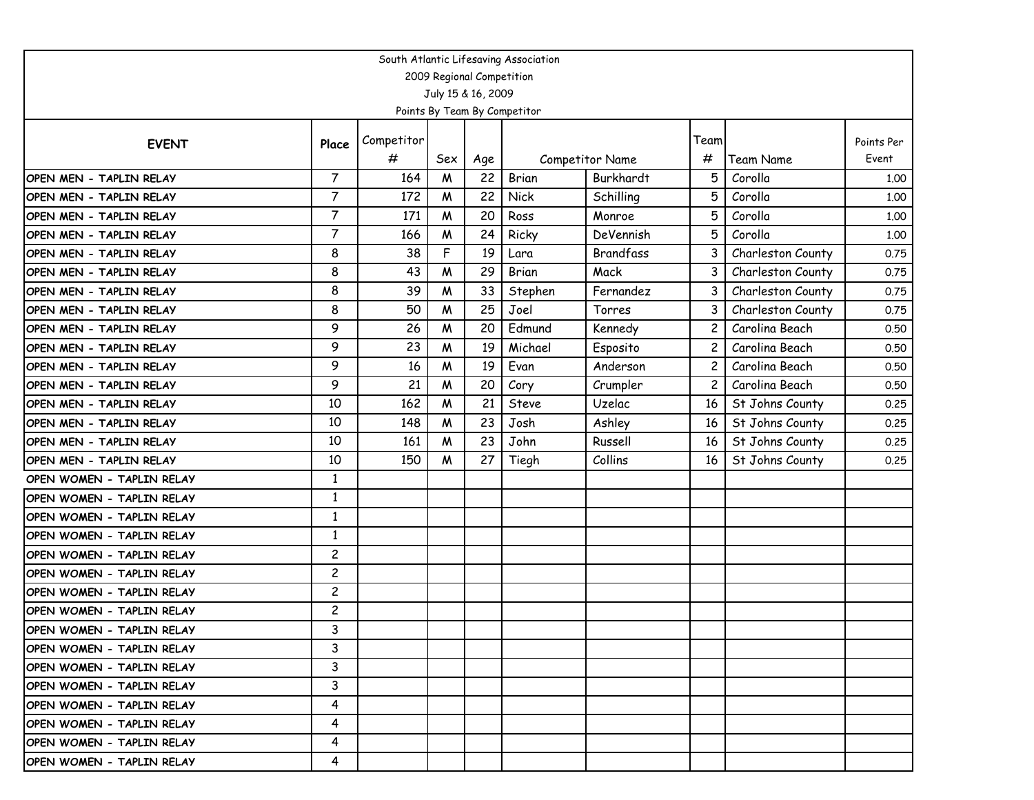South Atlantic Lifesaving Association

2009 Regional Competition

July 15 & 16, 2009

Points By Team By Competitor

| EVENT | Place | Competitor # | Sex | Age | Competitor Name | | Team # | Team Name | Points Per Event |
|---|---|---|---|---|---|---|---|---|---|
| OPEN MEN - TAPLIN RELAY | 7 | 164 | M | 22 | Brian | Burkhardt | 5 | Corolla | 1.00 |
| OPEN MEN - TAPLIN RELAY | 7 | 172 | M | 22 | Nick | Schilling | 5 | Corolla | 1.00 |
| OPEN MEN - TAPLIN RELAY | 7 | 171 | M | 20 | Ross | Monroe | 5 | Corolla | 1.00 |
| OPEN MEN - TAPLIN RELAY | 7 | 166 | M | 24 | Ricky | DeVennish | 5 | Corolla | 1.00 |
| OPEN MEN - TAPLIN RELAY | 8 | 38 | F | 19 | Lara | Brandfass | 3 | Charleston County | 0.75 |
| OPEN MEN - TAPLIN RELAY | 8 | 43 | M | 29 | Brian | Mack | 3 | Charleston County | 0.75 |
| OPEN MEN - TAPLIN RELAY | 8 | 39 | M | 33 | Stephen | Fernandez | 3 | Charleston County | 0.75 |
| OPEN MEN - TAPLIN RELAY | 8 | 50 | M | 25 | Joel | Torres | 3 | Charleston County | 0.75 |
| OPEN MEN - TAPLIN RELAY | 9 | 26 | M | 20 | Edmund | Kennedy | 2 | Carolina Beach | 0.50 |
| OPEN MEN - TAPLIN RELAY | 9 | 23 | M | 19 | Michael | Esposito | 2 | Carolina Beach | 0.50 |
| OPEN MEN - TAPLIN RELAY | 9 | 16 | M | 19 | Evan | Anderson | 2 | Carolina Beach | 0.50 |
| OPEN MEN - TAPLIN RELAY | 9 | 21 | M | 20 | Cory | Crumpler | 2 | Carolina Beach | 0.50 |
| OPEN MEN - TAPLIN RELAY | 10 | 162 | M | 21 | Steve | Uzelac | 16 | St Johns County | 0.25 |
| OPEN MEN - TAPLIN RELAY | 10 | 148 | M | 23 | Josh | Ashley | 16 | St Johns County | 0.25 |
| OPEN MEN - TAPLIN RELAY | 10 | 161 | M | 23 | John | Russell | 16 | St Johns County | 0.25 |
| OPEN MEN - TAPLIN RELAY | 10 | 150 | M | 27 | Tiegh | Collins | 16 | St Johns County | 0.25 |
| OPEN WOMEN - TAPLIN RELAY | 1 | | | | | | | | |
| OPEN WOMEN - TAPLIN RELAY | 1 | | | | | | | | |
| OPEN WOMEN - TAPLIN RELAY | 1 | | | | | | | | |
| OPEN WOMEN - TAPLIN RELAY | 1 | | | | | | | | |
| OPEN WOMEN - TAPLIN RELAY | 2 | | | | | | | | |
| OPEN WOMEN - TAPLIN RELAY | 2 | | | | | | | | |
| OPEN WOMEN - TAPLIN RELAY | 2 | | | | | | | | |
| OPEN WOMEN - TAPLIN RELAY | 2 | | | | | | | | |
| OPEN WOMEN - TAPLIN RELAY | 3 | | | | | | | | |
| OPEN WOMEN - TAPLIN RELAY | 3 | | | | | | | | |
| OPEN WOMEN - TAPLIN RELAY | 3 | | | | | | | | |
| OPEN WOMEN - TAPLIN RELAY | 3 | | | | | | | | |
| OPEN WOMEN - TAPLIN RELAY | 4 | | | | | | | | |
| OPEN WOMEN - TAPLIN RELAY | 4 | | | | | | | | |
| OPEN WOMEN - TAPLIN RELAY | 4 | | | | | | | | |
| OPEN WOMEN - TAPLIN RELAY | 4 | | | | | | | | |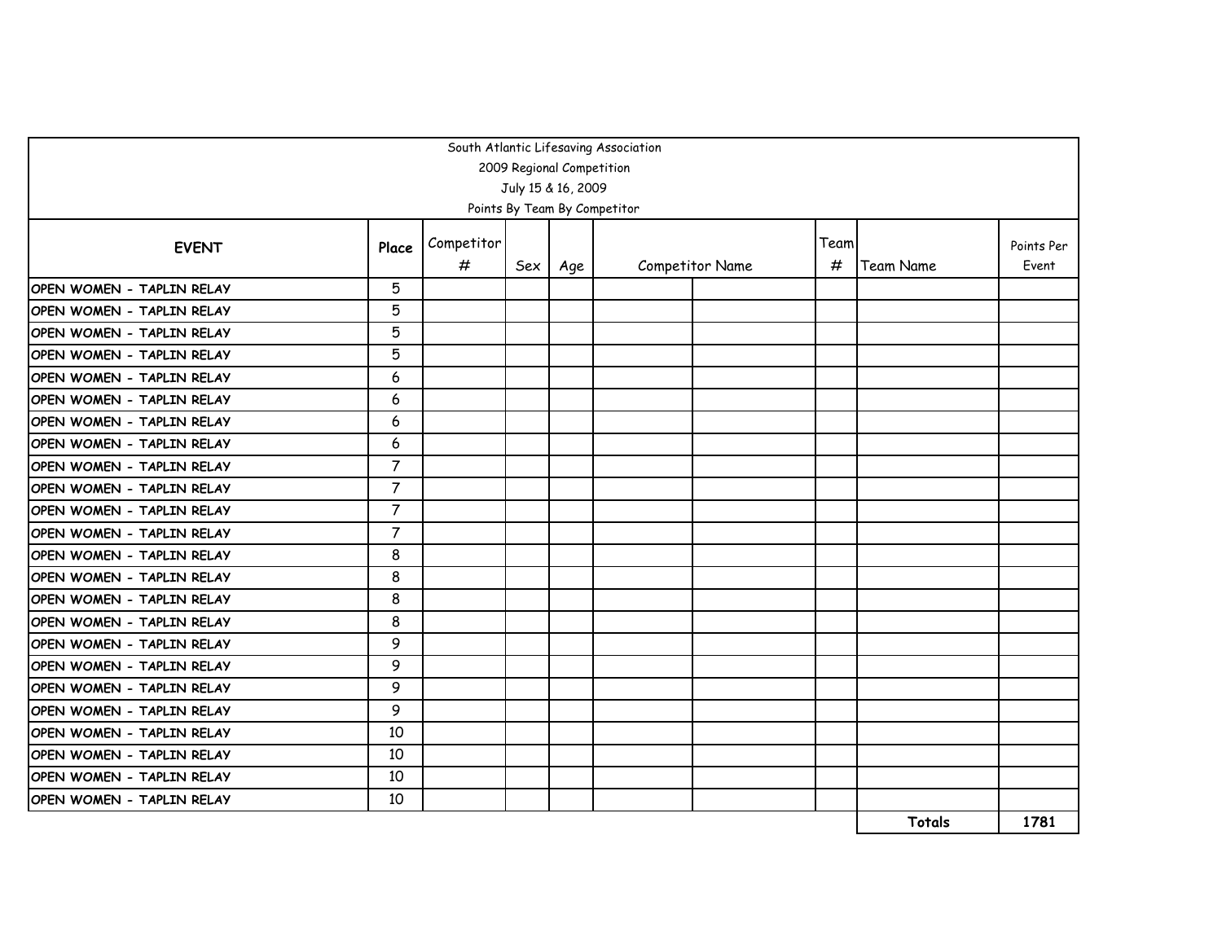South Atlantic Lifesaving Association

2009 Regional Competition

July 15 & 16, 2009

Points By Team By Competitor

| EVENT | Place | Competitor # | Sex | Age | Competitor Name | | Team # | Team Name | Points Per Event |
|---|---|---|---|---|---|---|---|---|---|
| OPEN WOMEN - TAPLIN RELAY | 5 | | | | | | | | |
| OPEN WOMEN - TAPLIN RELAY | 5 | | | | | | | | |
| OPEN WOMEN - TAPLIN RELAY | 5 | | | | | | | | |
| OPEN WOMEN - TAPLIN RELAY | 5 | | | | | | | | |
| OPEN WOMEN - TAPLIN RELAY | 6 | | | | | | | | |
| OPEN WOMEN - TAPLIN RELAY | 6 | | | | | | | | |
| OPEN WOMEN - TAPLIN RELAY | 6 | | | | | | | | |
| OPEN WOMEN - TAPLIN RELAY | 6 | | | | | | | | |
| OPEN WOMEN - TAPLIN RELAY | 7 | | | | | | | | |
| OPEN WOMEN - TAPLIN RELAY | 7 | | | | | | | | |
| OPEN WOMEN - TAPLIN RELAY | 7 | | | | | | | | |
| OPEN WOMEN - TAPLIN RELAY | 7 | | | | | | | | |
| OPEN WOMEN - TAPLIN RELAY | 8 | | | | | | | | |
| OPEN WOMEN - TAPLIN RELAY | 8 | | | | | | | | |
| OPEN WOMEN - TAPLIN RELAY | 8 | | | | | | | | |
| OPEN WOMEN - TAPLIN RELAY | 8 | | | | | | | | |
| OPEN WOMEN - TAPLIN RELAY | 9 | | | | | | | | |
| OPEN WOMEN - TAPLIN RELAY | 9 | | | | | | | | |
| OPEN WOMEN - TAPLIN RELAY | 9 | | | | | | | | |
| OPEN WOMEN - TAPLIN RELAY | 9 | | | | | | | | |
| OPEN WOMEN - TAPLIN RELAY | 10 | | | | | | | | |
| OPEN WOMEN - TAPLIN RELAY | 10 | | | | | | | | |
| OPEN WOMEN - TAPLIN RELAY | 10 | | | | | | | | |
| OPEN WOMEN - TAPLIN RELAY | 10 | | | | | | | | |
| | | | | | | | | **Totals** | **1781** |